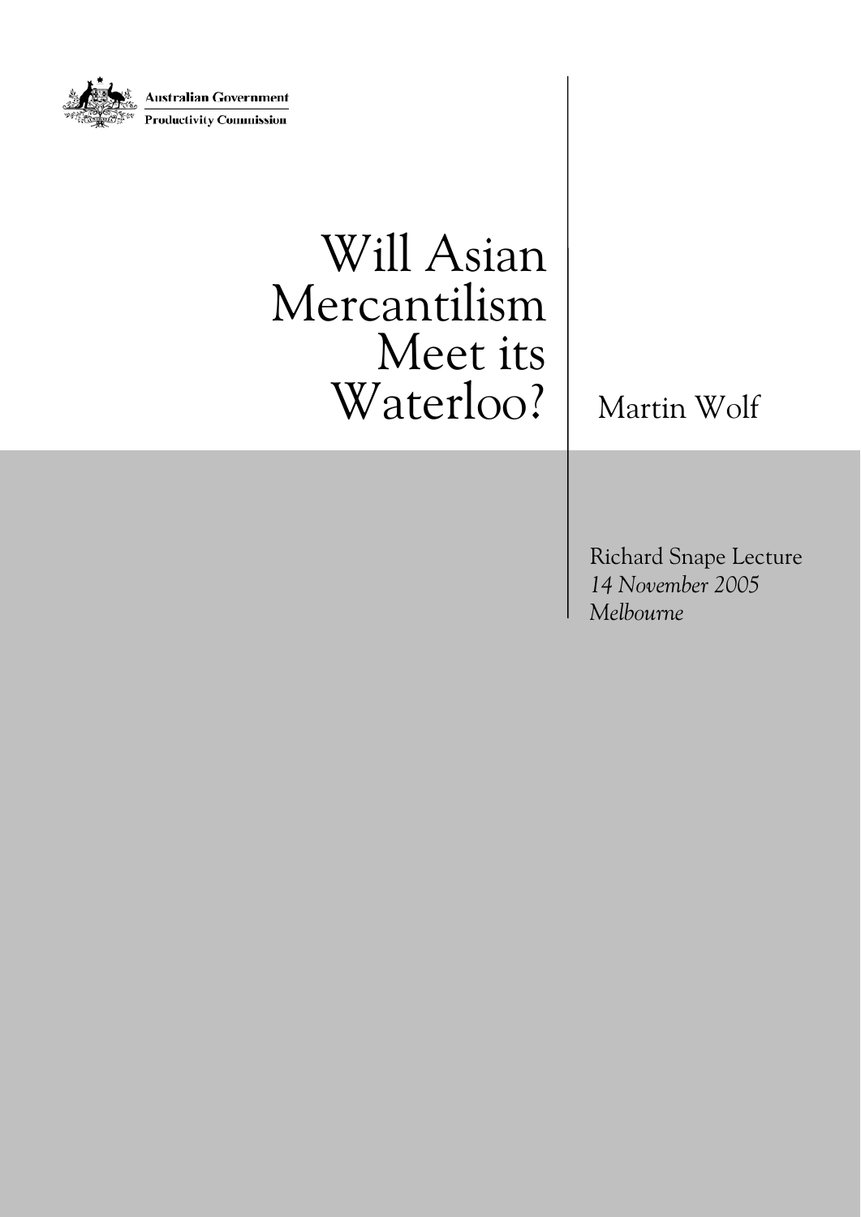Australian Government
Productivity Commission

# Will Asian Mercantilism Meet its Waterloo?

Martin Wolf

Richard Snape Lecture
*14 November 2005*
*Melbourne*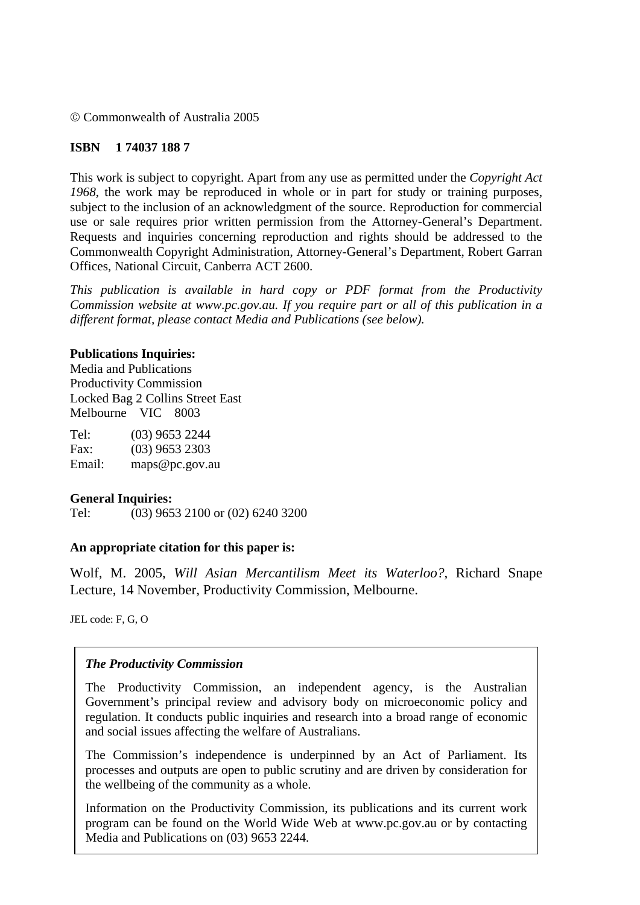© Commonwealth of Australia 2005

**ISBN 1 74037 188 7**

This work is subject to copyright. Apart from any use as permitted under the *Copyright Act 1968*, the work may be reproduced in whole or in part for study or training purposes, subject to the inclusion of an acknowledgment of the source. Reproduction for commercial use or sale requires prior written permission from the Attorney-General's Department. Requests and inquiries concerning reproduction and rights should be addressed to the Commonwealth Copyright Administration, Attorney-General's Department, Robert Garran Offices, National Circuit, Canberra ACT 2600.

*This publication is available in hard copy or PDF format from the Productivity Commission website at www.pc.gov.au. If you require part or all of this publication in a different format, please contact Media and Publications (see below).*

**Publications Inquiries:**
Media and Publications
Productivity Commission
Locked Bag 2 Collins Street East
Melbourne VIC 8003

Tel: (03) 9653 2244
Fax: (03) 9653 2303
Email: maps@pc.gov.au

**General Inquiries:**
Tel: (03) 9653 2100 or (02) 6240 3200

**An appropriate citation for this paper is:**

Wolf, M. 2005, *Will Asian Mercantilism Meet its Waterloo?*, Richard Snape Lecture, 14 November, Productivity Commission, Melbourne.

JEL code: F, G, O

***The Productivity Commission***

The Productivity Commission, an independent agency, is the Australian Government's principal review and advisory body on microeconomic policy and regulation. It conducts public inquiries and research into a broad range of economic and social issues affecting the welfare of Australians.

The Commission's independence is underpinned by an Act of Parliament. Its processes and outputs are open to public scrutiny and are driven by consideration for the wellbeing of the community as a whole.

Information on the Productivity Commission, its publications and its current work program can be found on the World Wide Web at www.pc.gov.au or by contacting Media and Publications on (03) 9653 2244.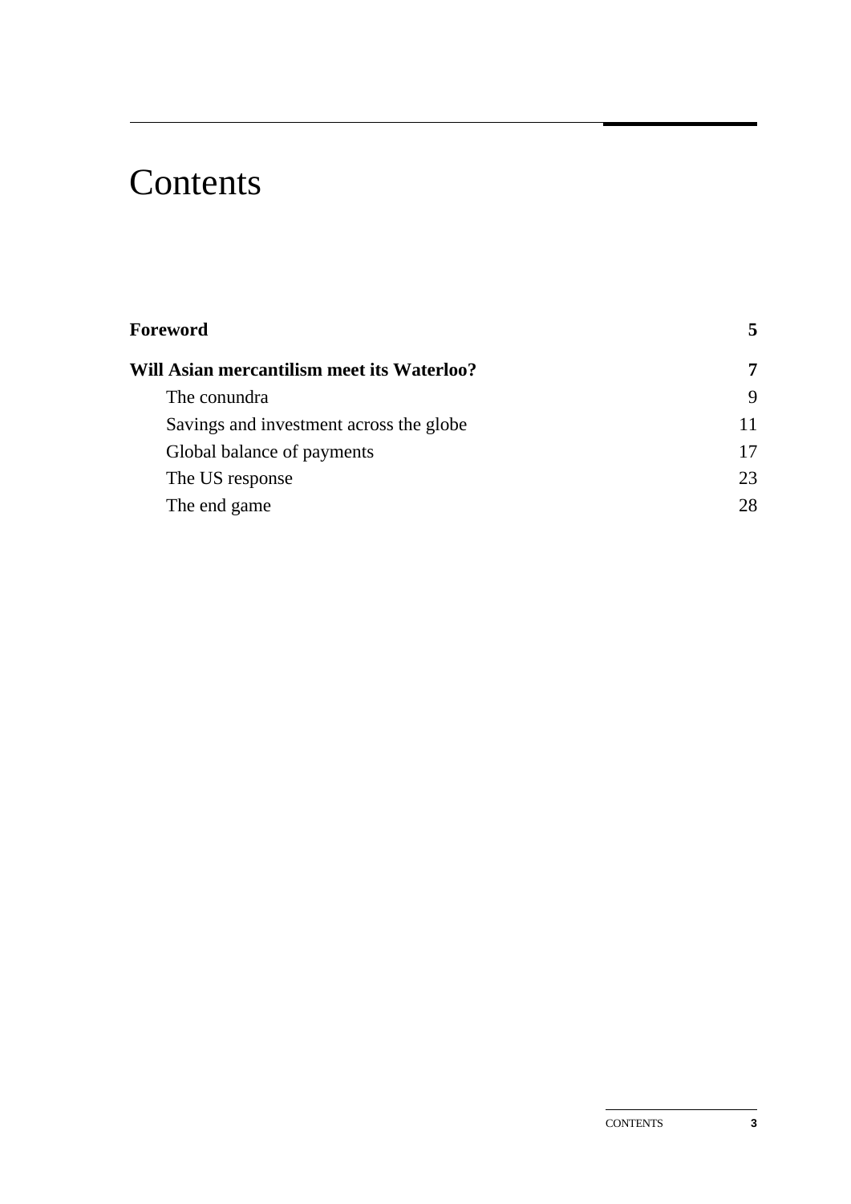# Contents

| | |
|---|---|
| **Foreword** | **5** |
| **Will Asian mercantilism meet its Waterloo?** | **7** |
| The conundra | 9 |
| Savings and investment across the globe | 11 |
| Global balance of payments | 17 |
| The US response | 23 |
| The end game | 28 |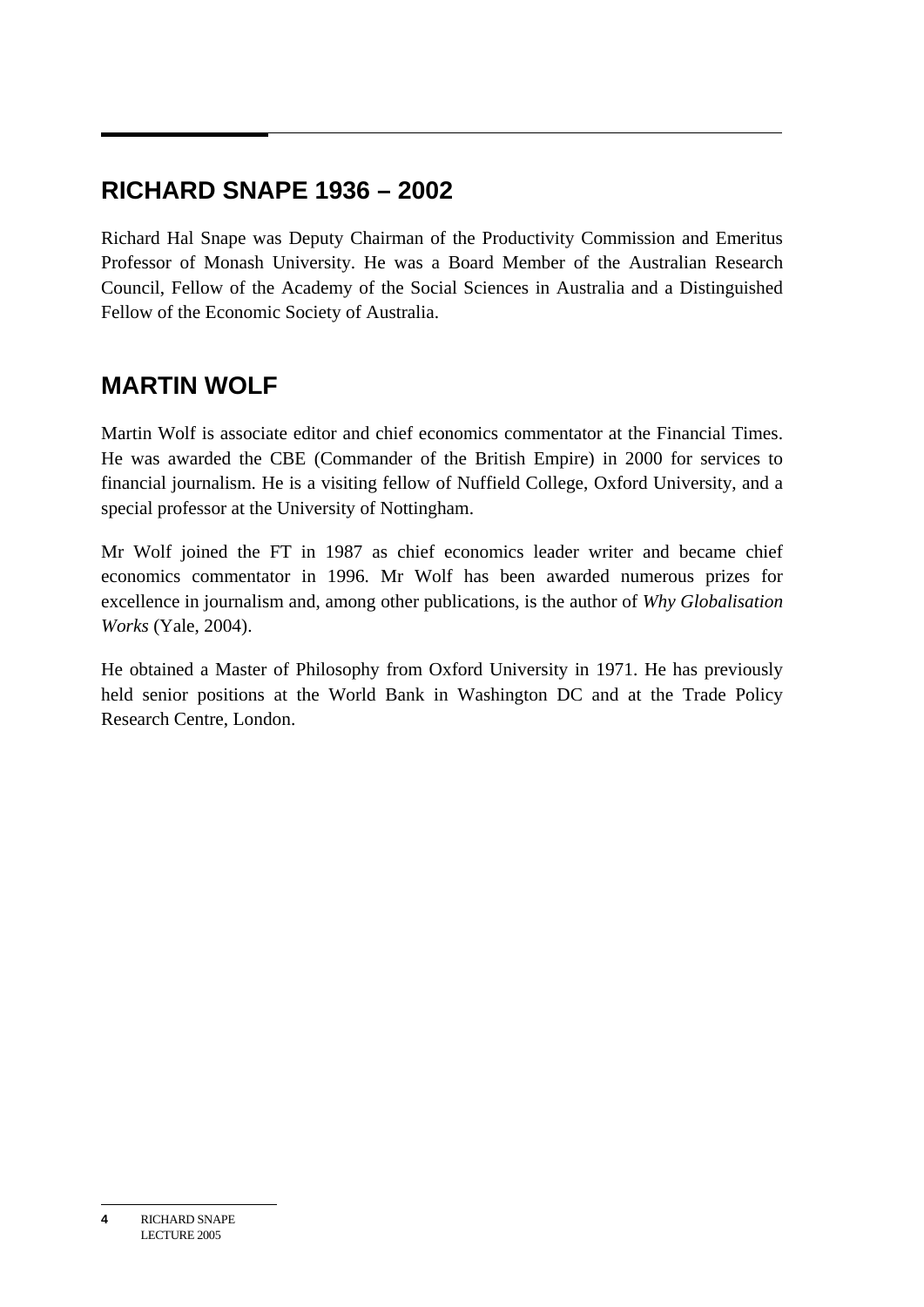## RICHARD SNAPE 1936 – 2002

Richard Hal Snape was Deputy Chairman of the Productivity Commission and Emeritus Professor of Monash University. He was a Board Member of the Australian Research Council, Fellow of the Academy of the Social Sciences in Australia and a Distinguished Fellow of the Economic Society of Australia.

## MARTIN WOLF

Martin Wolf is associate editor and chief economics commentator at the Financial Times. He was awarded the CBE (Commander of the British Empire) in 2000 for services to financial journalism. He is a visiting fellow of Nuffield College, Oxford University, and a special professor at the University of Nottingham.

Mr Wolf joined the FT in 1987 as chief economics leader writer and became chief economics commentator in 1996. Mr Wolf has been awarded numerous prizes for excellence in journalism and, among other publications, is the author of *Why Globalisation Works* (Yale, 2004).

He obtained a Master of Philosophy from Oxford University in 1971. He has previously held senior positions at the World Bank in Washington DC and at the Trade Policy Research Centre, London.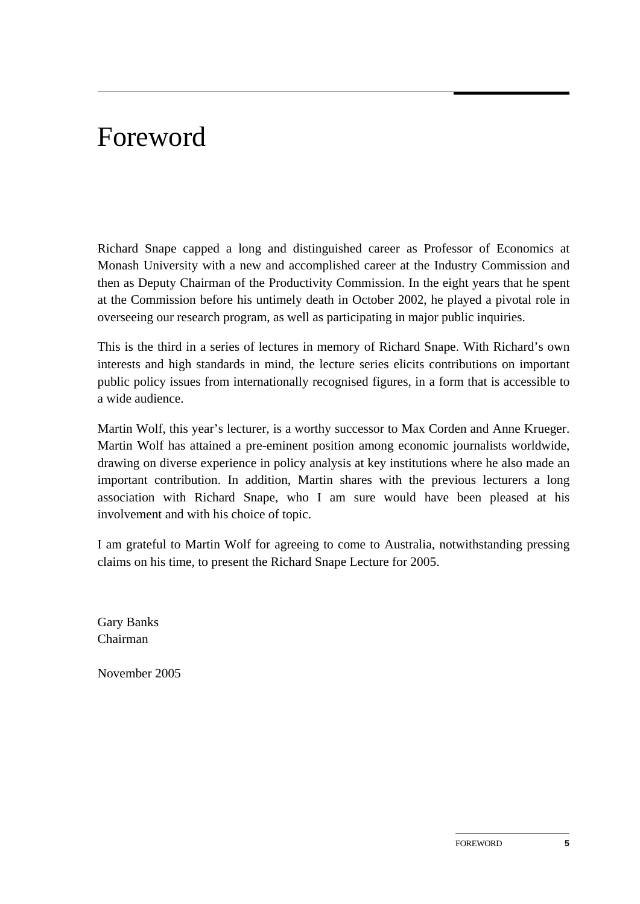# Foreword

Richard Snape capped a long and distinguished career as Professor of Economics at Monash University with a new and accomplished career at the Industry Commission and then as Deputy Chairman of the Productivity Commission. In the eight years that he spent at the Commission before his untimely death in October 2002, he played a pivotal role in overseeing our research program, as well as participating in major public inquiries.

This is the third in a series of lectures in memory of Richard Snape. With Richard's own interests and high standards in mind, the lecture series elicits contributions on important public policy issues from internationally recognised figures, in a form that is accessible to a wide audience.

Martin Wolf, this year's lecturer, is a worthy successor to Max Corden and Anne Krueger. Martin Wolf has attained a pre-eminent position among economic journalists worldwide, drawing on diverse experience in policy analysis at key institutions where he also made an important contribution. In addition, Martin shares with the previous lecturers a long association with Richard Snape, who I am sure would have been pleased at his involvement and with his choice of topic.

I am grateful to Martin Wolf for agreeing to come to Australia, notwithstanding pressing claims on his time, to present the Richard Snape Lecture for 2005.

Gary Banks
Chairman

November 2005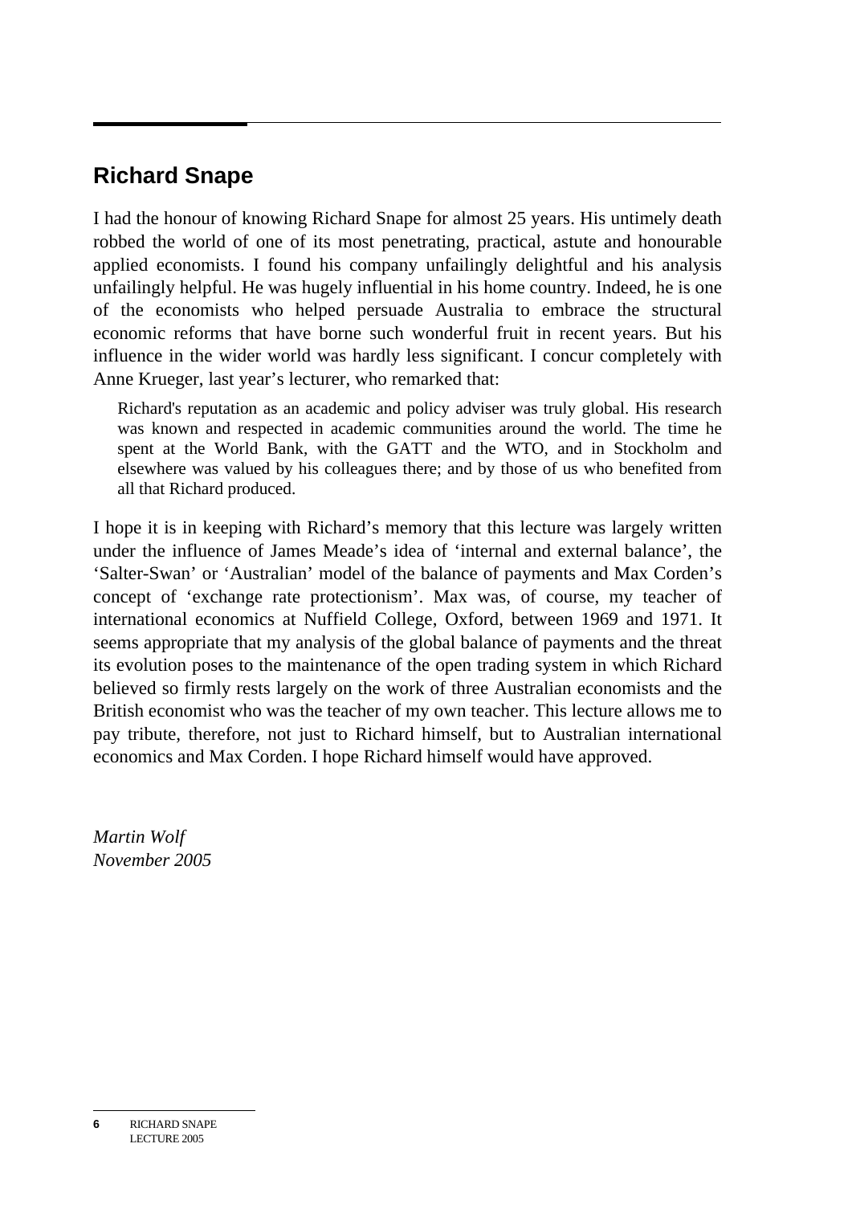## Richard Snape

I had the honour of knowing Richard Snape for almost 25 years. His untimely death robbed the world of one of its most penetrating, practical, astute and honourable applied economists. I found his company unfailingly delightful and his analysis unfailingly helpful. He was hugely influential in his home country. Indeed, he is one of the economists who helped persuade Australia to embrace the structural economic reforms that have borne such wonderful fruit in recent years. But his influence in the wider world was hardly less significant. I concur completely with Anne Krueger, last year's lecturer, who remarked that:

> Richard's reputation as an academic and policy adviser was truly global. His research was known and respected in academic communities around the world. The time he spent at the World Bank, with the GATT and the WTO, and in Stockholm and elsewhere was valued by his colleagues there; and by those of us who benefited from all that Richard produced.

I hope it is in keeping with Richard's memory that this lecture was largely written under the influence of James Meade's idea of 'internal and external balance', the 'Salter-Swan' or 'Australian' model of the balance of payments and Max Corden's concept of 'exchange rate protectionism'. Max was, of course, my teacher of international economics at Nuffield College, Oxford, between 1969 and 1971. It seems appropriate that my analysis of the global balance of payments and the threat its evolution poses to the maintenance of the open trading system in which Richard believed so firmly rests largely on the work of three Australian economists and the British economist who was the teacher of my own teacher. This lecture allows me to pay tribute, therefore, not just to Richard himself, but to Australian international economics and Max Corden. I hope Richard himself would have approved.

*Martin Wolf*
*November 2005*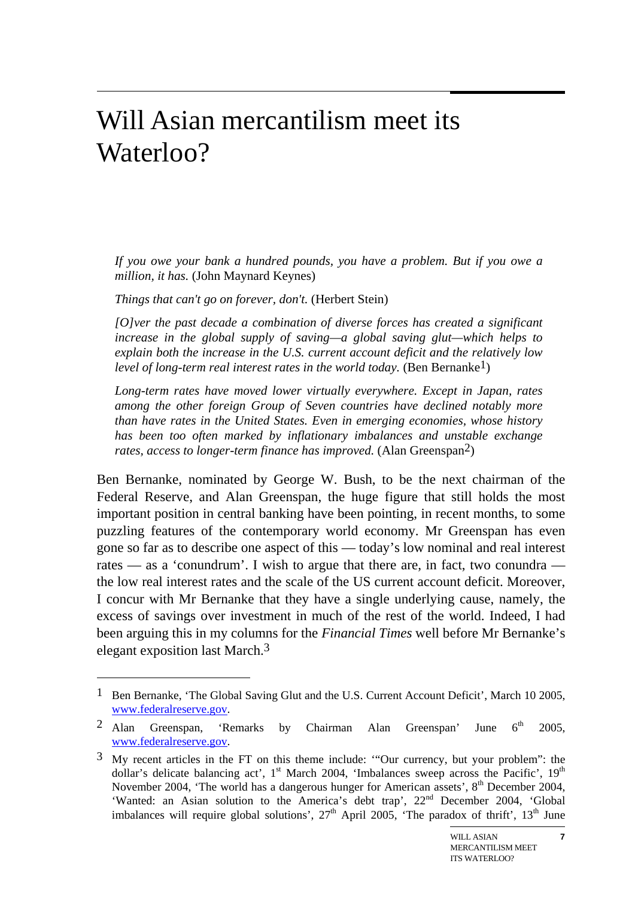# Will Asian mercantilism meet its Waterloo?

> *If you owe your bank a hundred pounds, you have a problem. But if you owe a million, it has.* (John Maynard Keynes)
>
> *Things that can't go on forever, don't.* (Herbert Stein)
>
> *[O]ver the past decade a combination of diverse forces has created a significant increase in the global supply of saving—a global saving glut—which helps to explain both the increase in the U.S. current account deficit and the relatively low level of long-term real interest rates in the world today.* (Ben Bernanke[1])
>
> *Long-term rates have moved lower virtually everywhere. Except in Japan, rates among the other foreign Group of Seven countries have declined notably more than have rates in the United States. Even in emerging economies, whose history has been too often marked by inflationary imbalances and unstable exchange rates, access to longer-term finance has improved.* (Alan Greenspan[2])

Ben Bernanke, nominated by George W. Bush, to be the next chairman of the Federal Reserve, and Alan Greenspan, the huge figure that still holds the most important position in central banking have been pointing, in recent months, to some puzzling features of the contemporary world economy. Mr Greenspan has even gone so far as to describe one aspect of this — today's low nominal and real interest rates — as a 'conundrum'. I wish to argue that there are, in fact, two conundra — the low real interest rates and the scale of the US current account deficit. Moreover, I concur with Mr Bernanke that they have a single underlying cause, namely, the excess of savings over investment in much of the rest of the world. Indeed, I had been arguing this in my columns for the *Financial Times* well before Mr Bernanke's elegant exposition last March.[3]

---

1 Ben Bernanke, 'The Global Saving Glut and the U.S. Current Account Deficit', March 10 2005, www.federalreserve.gov.

2 Alan Greenspan, 'Remarks by Chairman Alan Greenspan' June 6th 2005, www.federalreserve.gov.

3 My recent articles in the FT on this theme include: '"Our currency, but your problem": the dollar's delicate balancing act', 1st March 2004, 'Imbalances sweep across the Pacific', 19th November 2004, 'The world has a dangerous hunger for American assets', 8th December 2004, 'Wanted: an Asian solution to the America's debt trap', 22nd December 2004, 'Global imbalances will require global solutions', 27th April 2005, 'The paradox of thrift', 13th June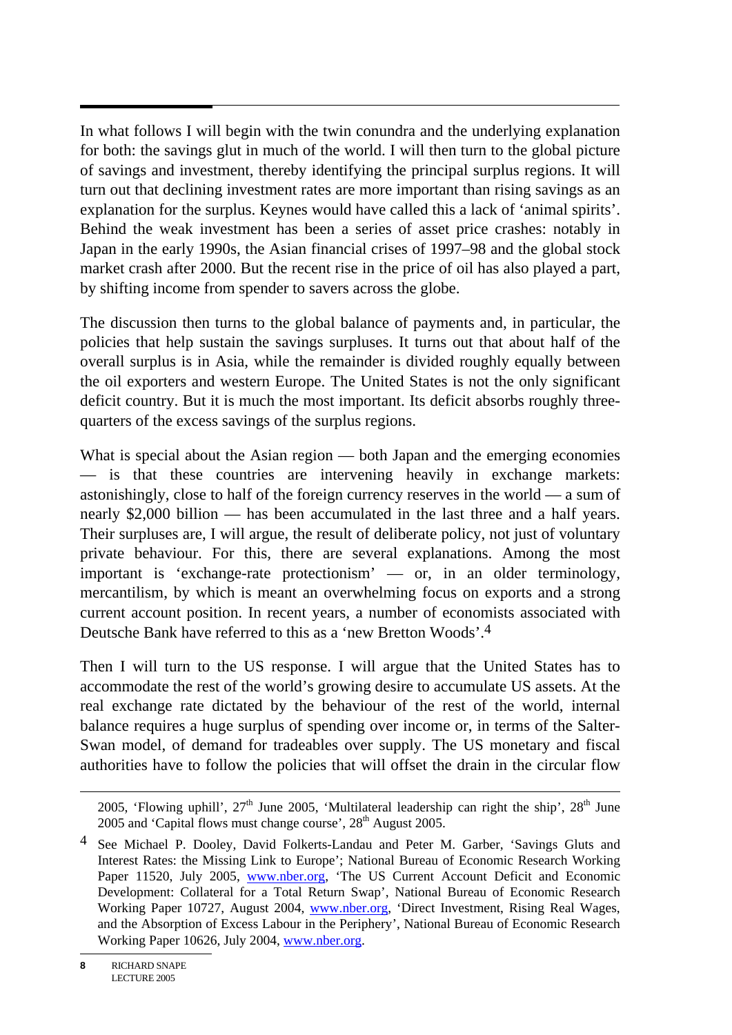In what follows I will begin with the twin conundra and the underlying explanation for both: the savings glut in much of the world. I will then turn to the global picture of savings and investment, thereby identifying the principal surplus regions. It will turn out that declining investment rates are more important than rising savings as an explanation for the surplus. Keynes would have called this a lack of 'animal spirits'. Behind the weak investment has been a series of asset price crashes: notably in Japan in the early 1990s, the Asian financial crises of 1997–98 and the global stock market crash after 2000. But the recent rise in the price of oil has also played a part, by shifting income from spender to savers across the globe.

The discussion then turns to the global balance of payments and, in particular, the policies that help sustain the savings surpluses. It turns out that about half of the overall surplus is in Asia, while the remainder is divided roughly equally between the oil exporters and western Europe. The United States is not the only significant deficit country. But it is much the most important. Its deficit absorbs roughly three-quarters of the excess savings of the surplus regions.

What is special about the Asian region — both Japan and the emerging economies — is that these countries are intervening heavily in exchange markets: astonishingly, close to half of the foreign currency reserves in the world — a sum of nearly $2,000 billion — has been accumulated in the last three and a half years. Their surpluses are, I will argue, the result of deliberate policy, not just of voluntary private behaviour. For this, there are several explanations. Among the most important is 'exchange-rate protectionism' — or, in an older terminology, mercantilism, by which is meant an overwhelming focus on exports and a strong current account position. In recent years, a number of economists associated with Deutsche Bank have referred to this as a 'new Bretton Woods'.[4]

Then I will turn to the US response. I will argue that the United States has to accommodate the rest of the world's growing desire to accumulate US assets. At the real exchange rate dictated by the behaviour of the rest of the world, internal balance requires a huge surplus of spending over income or, in terms of the Salter-Swan model, of demand for tradeables over supply. The US monetary and fiscal authorities have to follow the policies that will offset the drain in the circular flow

---

2005, 'Flowing uphill', 27th June 2005, 'Multilateral leadership can right the ship', 28th June 2005 and 'Capital flows must change course', 28th August 2005.

4 See Michael P. Dooley, David Folkerts-Landau and Peter M. Garber, 'Savings Gluts and Interest Rates: the Missing Link to Europe'; National Bureau of Economic Research Working Paper 11520, July 2005, www.nber.org, 'The US Current Account Deficit and Economic Development: Collateral for a Total Return Swap', National Bureau of Economic Research Working Paper 10727, August 2004, www.nber.org, 'Direct Investment, Rising Real Wages, and the Absorption of Excess Labour in the Periphery', National Bureau of Economic Research Working Paper 10626, July 2004, www.nber.org.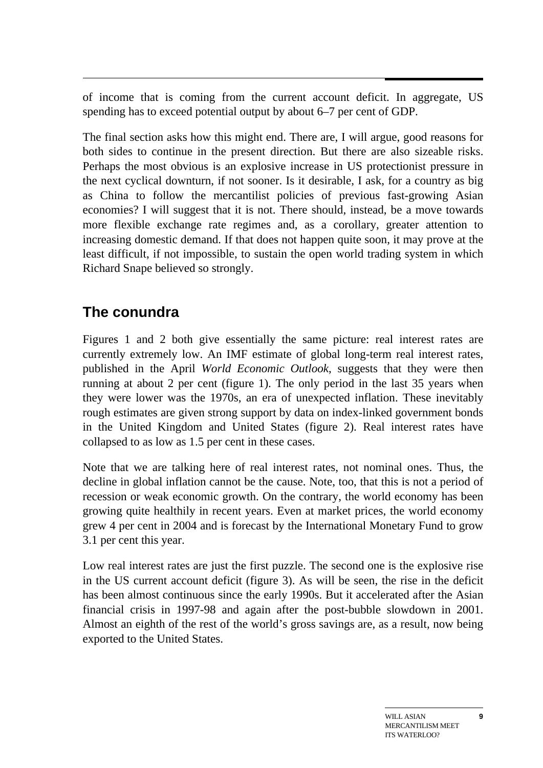of income that is coming from the current account deficit. In aggregate, US spending has to exceed potential output by about 6–7 per cent of GDP.

The final section asks how this might end. There are, I will argue, good reasons for both sides to continue in the present direction. But there are also sizeable risks. Perhaps the most obvious is an explosive increase in US protectionist pressure in the next cyclical downturn, if not sooner. Is it desirable, I ask, for a country as big as China to follow the mercantilist policies of previous fast-growing Asian economies? I will suggest that it is not. There should, instead, be a move towards more flexible exchange rate regimes and, as a corollary, greater attention to increasing domestic demand. If that does not happen quite soon, it may prove at the least difficult, if not impossible, to sustain the open world trading system in which Richard Snape believed so strongly.

## The conundra

Figures 1 and 2 both give essentially the same picture: real interest rates are currently extremely low. An IMF estimate of global long-term real interest rates, published in the April *World Economic Outlook*, suggests that they were then running at about 2 per cent (figure 1). The only period in the last 35 years when they were lower was the 1970s, an era of unexpected inflation. These inevitably rough estimates are given strong support by data on index-linked government bonds in the United Kingdom and United States (figure 2). Real interest rates have collapsed to as low as 1.5 per cent in these cases.

Note that we are talking here of real interest rates, not nominal ones. Thus, the decline in global inflation cannot be the cause. Note, too, that this is not a period of recession or weak economic growth. On the contrary, the world economy has been growing quite healthily in recent years. Even at market prices, the world economy grew 4 per cent in 2004 and is forecast by the International Monetary Fund to grow 3.1 per cent this year.

Low real interest rates are just the first puzzle. The second one is the explosive rise in the US current account deficit (figure 3). As will be seen, the rise in the deficit has been almost continuous since the early 1990s. But it accelerated after the Asian financial crisis in 1997-98 and again after the post-bubble slowdown in 2001. Almost an eighth of the rest of the world's gross savings are, as a result, now being exported to the United States.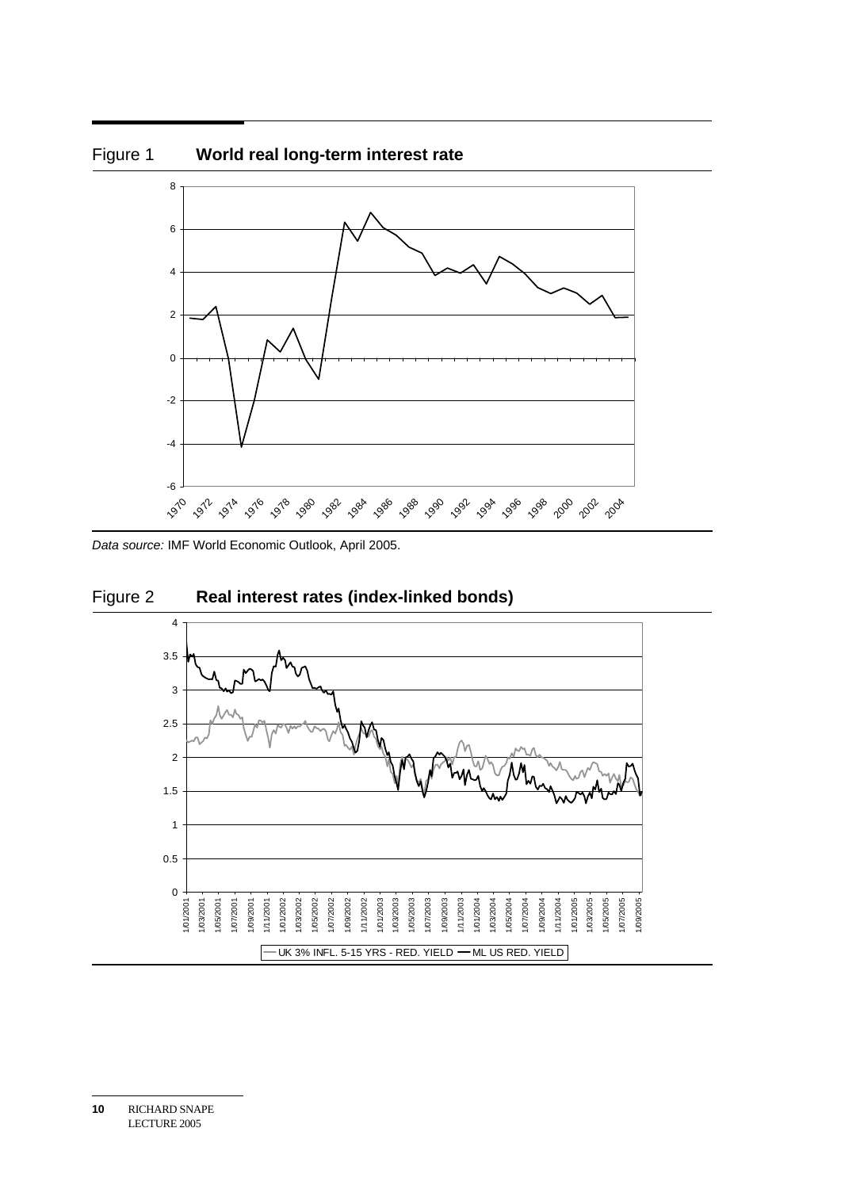Figure 1 **World real long-term interest rate**

*Data source:* IMF World Economic Outlook, April 2005.

Figure 2 **Real interest rates (index-linked bonds)**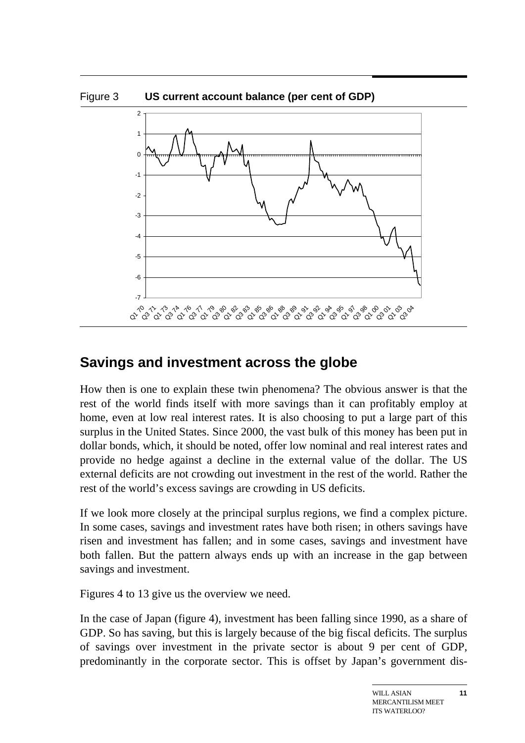Figure 3 **US current account balance (per cent of GDP)**

## Savings and investment across the globe

How then is one to explain these twin phenomena? The obvious answer is that the rest of the world finds itself with more savings than it can profitably employ at home, even at low real interest rates. It is also choosing to put a large part of this surplus in the United States. Since 2000, the vast bulk of this money has been put in dollar bonds, which, it should be noted, offer low nominal and real interest rates and provide no hedge against a decline in the external value of the dollar. The US external deficits are not crowding out investment in the rest of the world. Rather the rest of the world's excess savings are crowding in US deficits.

If we look more closely at the principal surplus regions, we find a complex picture. In some cases, savings and investment rates have both risen; in others savings have risen and investment has fallen; and in some cases, savings and investment have both fallen. But the pattern always ends up with an increase in the gap between savings and investment.

Figures 4 to 13 give us the overview we need.

In the case of Japan (figure 4), investment has been falling since 1990, as a share of GDP. So has saving, but this is largely because of the big fiscal deficits. The surplus of savings over investment in the private sector is about 9 per cent of GDP, predominantly in the corporate sector. This is offset by Japan's government dis-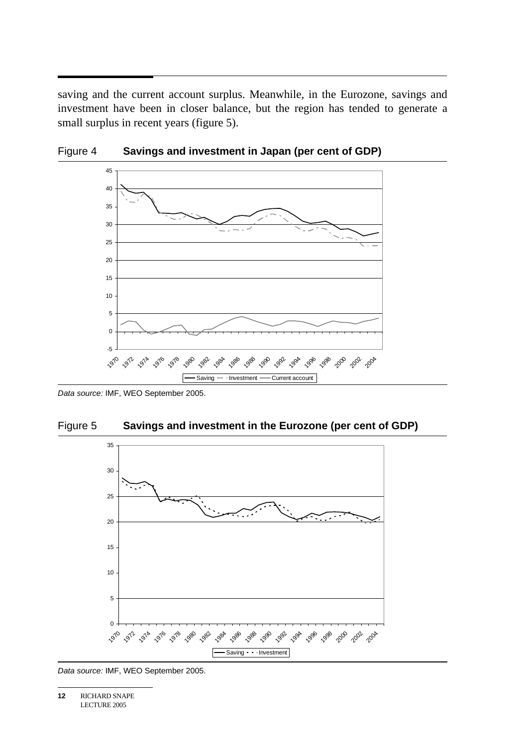saving and the current account surplus. Meanwhile, in the Eurozone, savings and investment have been in closer balance, but the region has tended to generate a small surplus in recent years (figure 5).

Figure 4 **Savings and investment in Japan (per cent of GDP)**

*Data source:* IMF, WEO September 2005.

Figure 5 **Savings and investment in the Eurozone (per cent of GDP)**

*Data source:* IMF, WEO September 2005.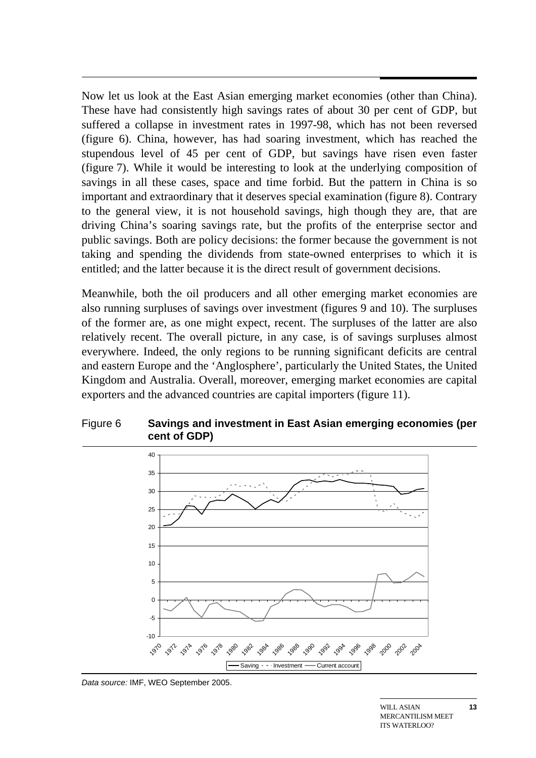Now let us look at the East Asian emerging market economies (other than China). These have had consistently high savings rates of about 30 per cent of GDP, but suffered a collapse in investment rates in 1997-98, which has not been reversed (figure 6). China, however, has had soaring investment, which has reached the stupendous level of 45 per cent of GDP, but savings have risen even faster (figure 7). While it would be interesting to look at the underlying composition of savings in all these cases, space and time forbid. But the pattern in China is so important and extraordinary that it deserves special examination (figure 8). Contrary to the general view, it is not household savings, high though they are, that are driving China's soaring savings rate, but the profits of the enterprise sector and public savings. Both are policy decisions: the former because the government is not taking and spending the dividends from state-owned enterprises to which it is entitled; and the latter because it is the direct result of government decisions.

Meanwhile, both the oil producers and all other emerging market economies are also running surpluses of savings over investment (figures 9 and 10). The surpluses of the former are, as one might expect, recent. The surpluses of the latter are also relatively recent. The overall picture, in any case, is of savings surpluses almost everywhere. Indeed, the only regions to be running significant deficits are central and eastern Europe and the 'Anglosphere', particularly the United States, the United Kingdom and Australia. Overall, moreover, emerging market economies are capital exporters and the advanced countries are capital importers (figure 11).

Figure 6 **Savings and investment in East Asian emerging economies (per cent of GDP)**

*Data source:* IMF, WEO September 2005.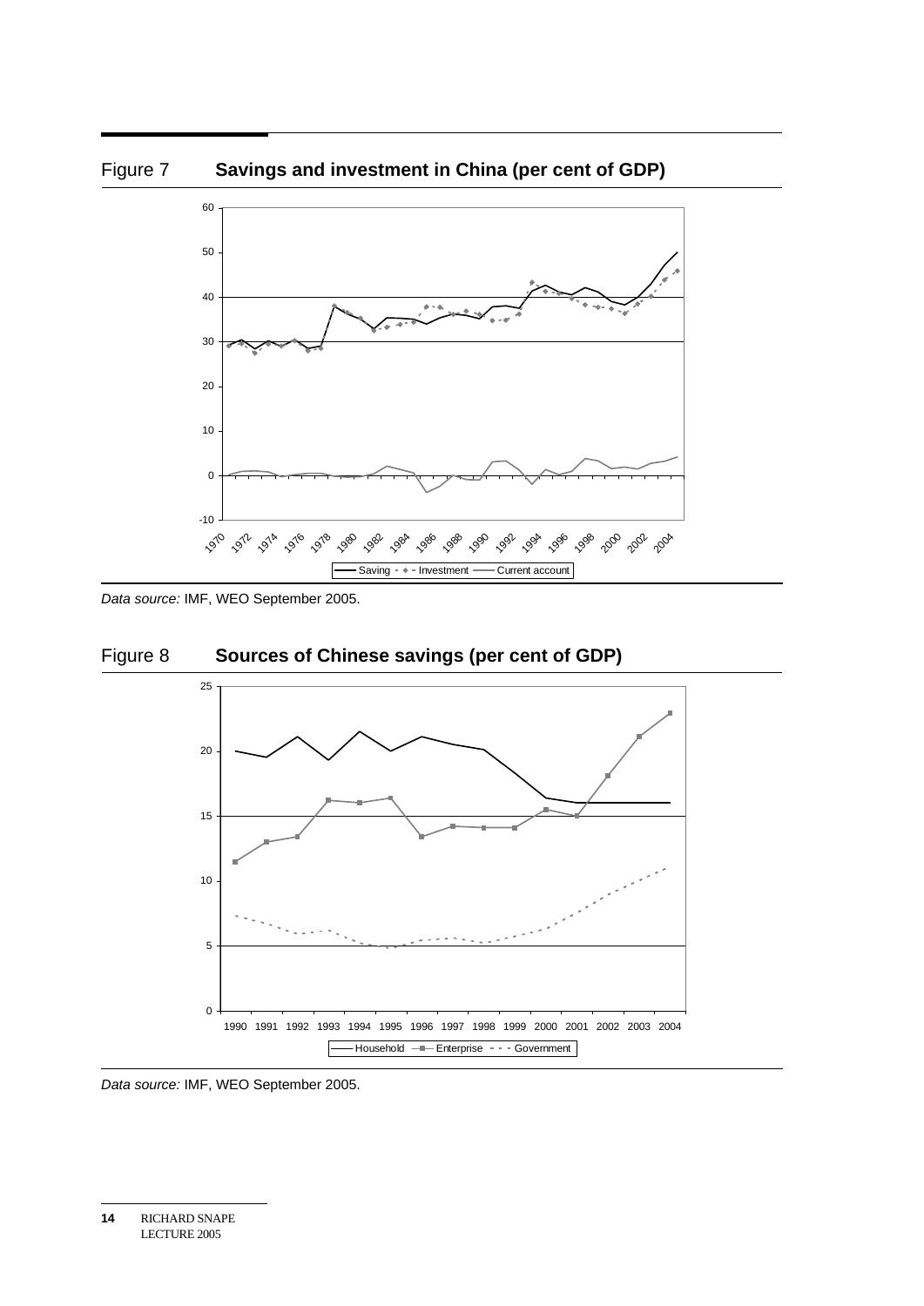## Figure 7 **Savings and investment in China (per cent of GDP)**

*Data source:* IMF, WEO September 2005.

## Figure 8 **Sources of Chinese savings (per cent of GDP)**

*Data source:* IMF, WEO September 2005.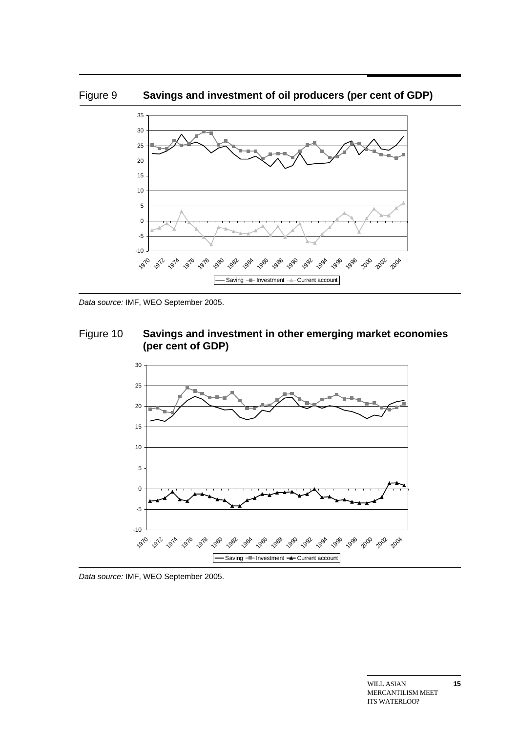Figure 9 **Savings and investment of oil producers (per cent of GDP)**

*Data source:* IMF, WEO September 2005.

Figure 10 **Savings and investment in other emerging market economies (per cent of GDP)**

*Data source:* IMF, WEO September 2005.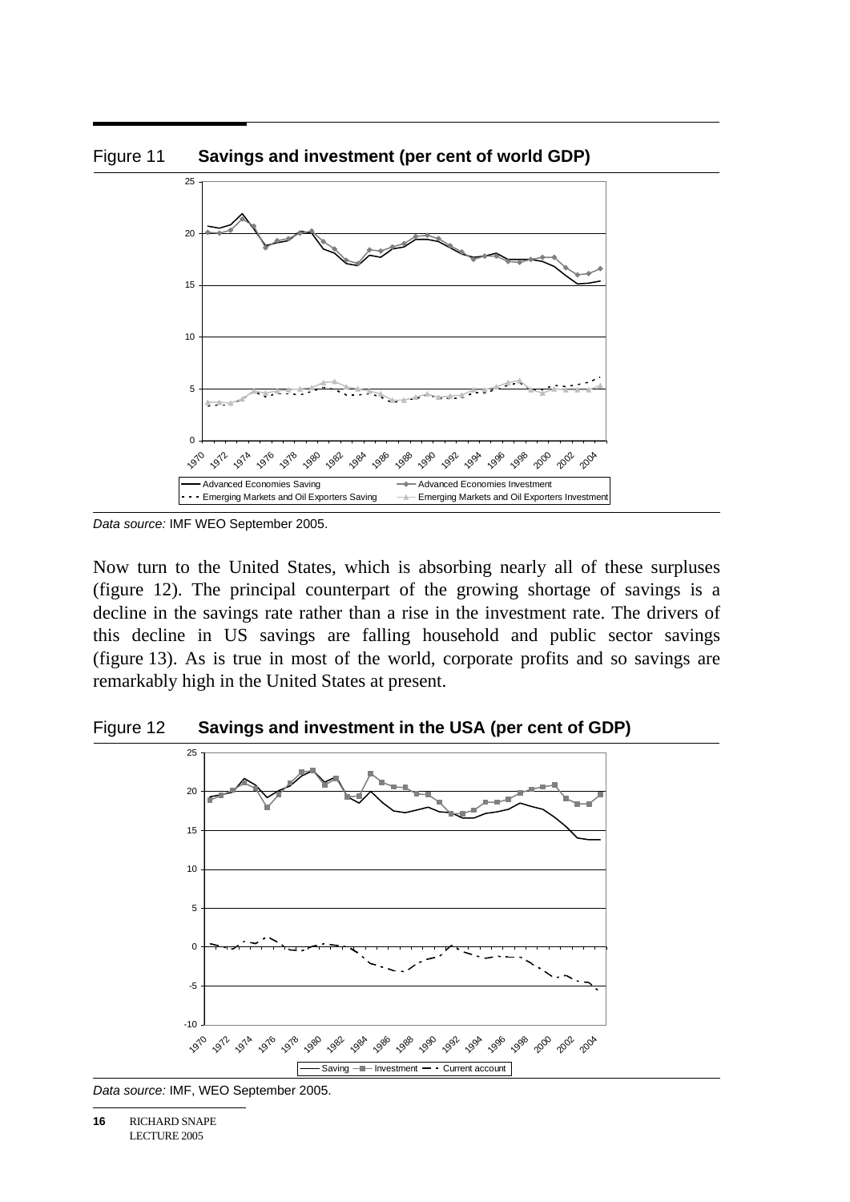Figure 11 **Savings and investment (per cent of world GDP)**

*Data source:* IMF WEO September 2005.

Now turn to the United States, which is absorbing nearly all of these surpluses (figure 12). The principal counterpart of the growing shortage of savings is a decline in the savings rate rather than a rise in the investment rate. The drivers of this decline in US savings are falling household and public sector savings (figure 13). As is true in most of the world, corporate profits and so savings are remarkably high in the United States at present.

Figure 12 **Savings and investment in the USA (per cent of GDP)**

*Data source:* IMF, WEO September 2005.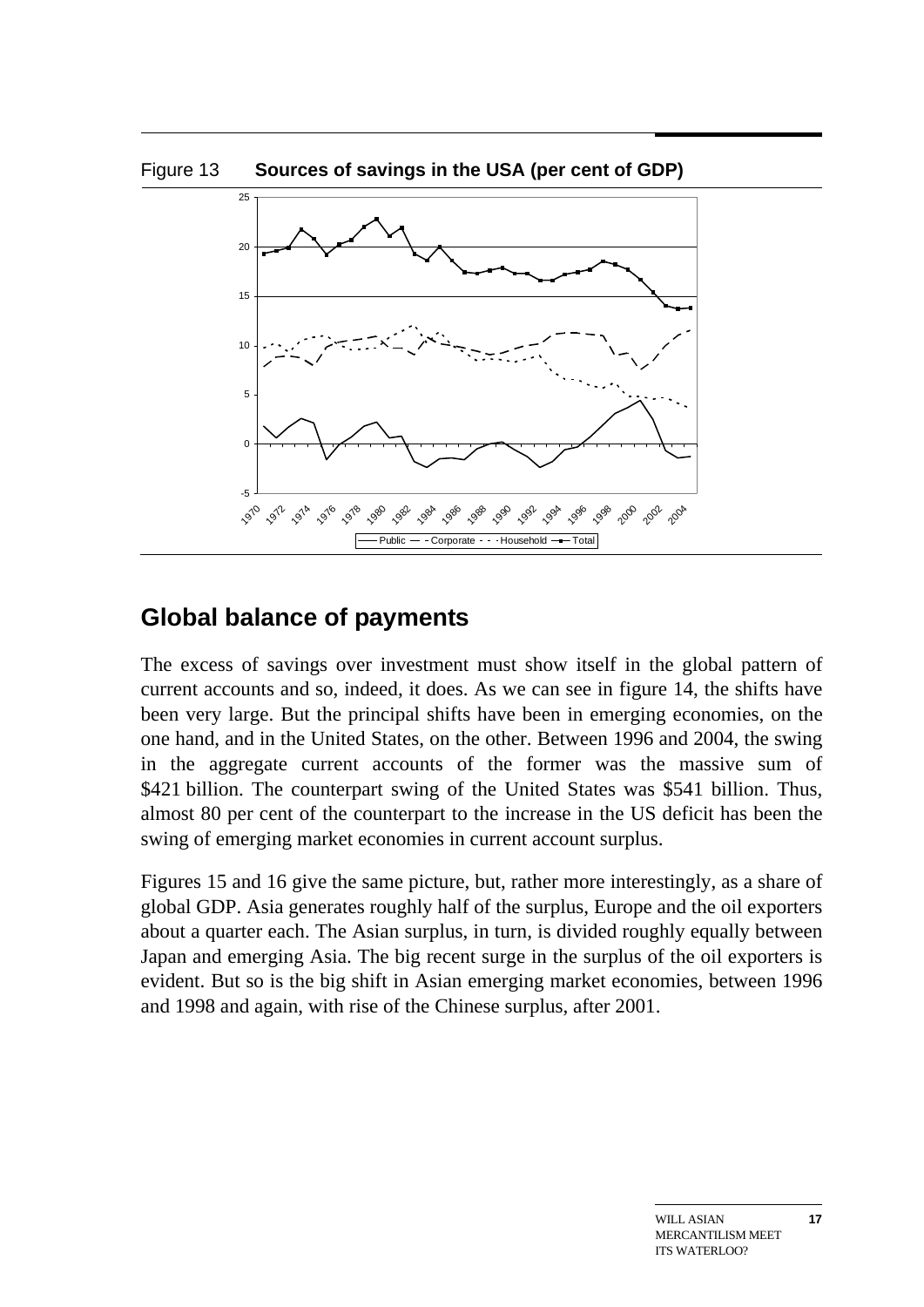Figure 13 **Sources of savings in the USA (per cent of GDP)**

## Global balance of payments

The excess of savings over investment must show itself in the global pattern of current accounts and so, indeed, it does. As we can see in figure 14, the shifts have been very large. But the principal shifts have been in emerging economies, on the one hand, and in the United States, on the other. Between 1996 and 2004, the swing in the aggregate current accounts of the former was the massive sum of \$421 billion. The counterpart swing of the United States was \$541 billion. Thus, almost 80 per cent of the counterpart to the increase in the US deficit has been the swing of emerging market economies in current account surplus.

Figures 15 and 16 give the same picture, but, rather more interestingly, as a share of global GDP. Asia generates roughly half of the surplus, Europe and the oil exporters about a quarter each. The Asian surplus, in turn, is divided roughly equally between Japan and emerging Asia. The big recent surge in the surplus of the oil exporters is evident. But so is the big shift in Asian emerging market economies, between 1996 and 1998 and again, with rise of the Chinese surplus, after 2001.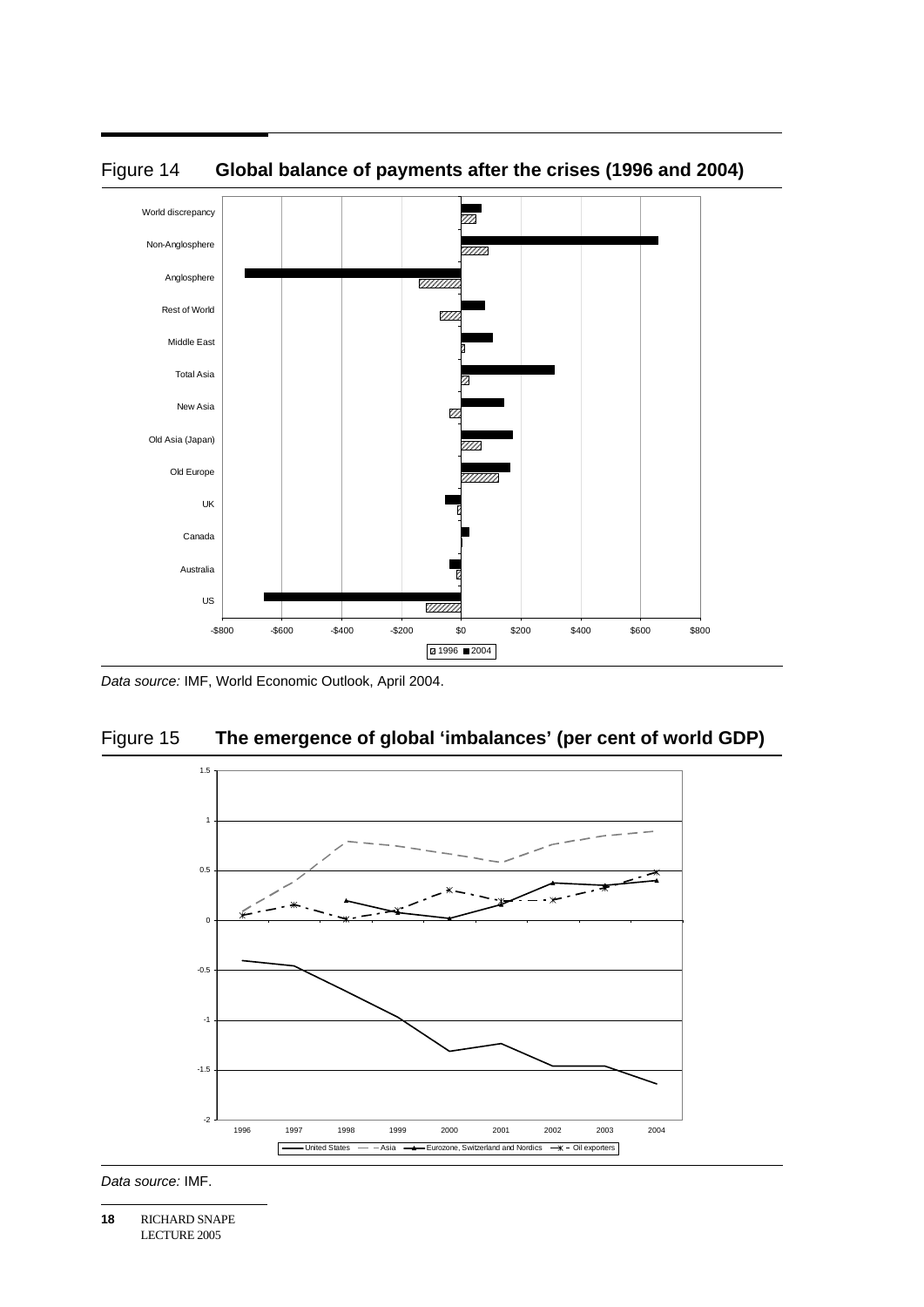Figure 14 **Global balance of payments after the crises (1996 and 2004)**

*Data source:* IMF, World Economic Outlook, April 2004.

Figure 15 **The emergence of global 'imbalances' (per cent of world GDP)**

*Data source:* IMF.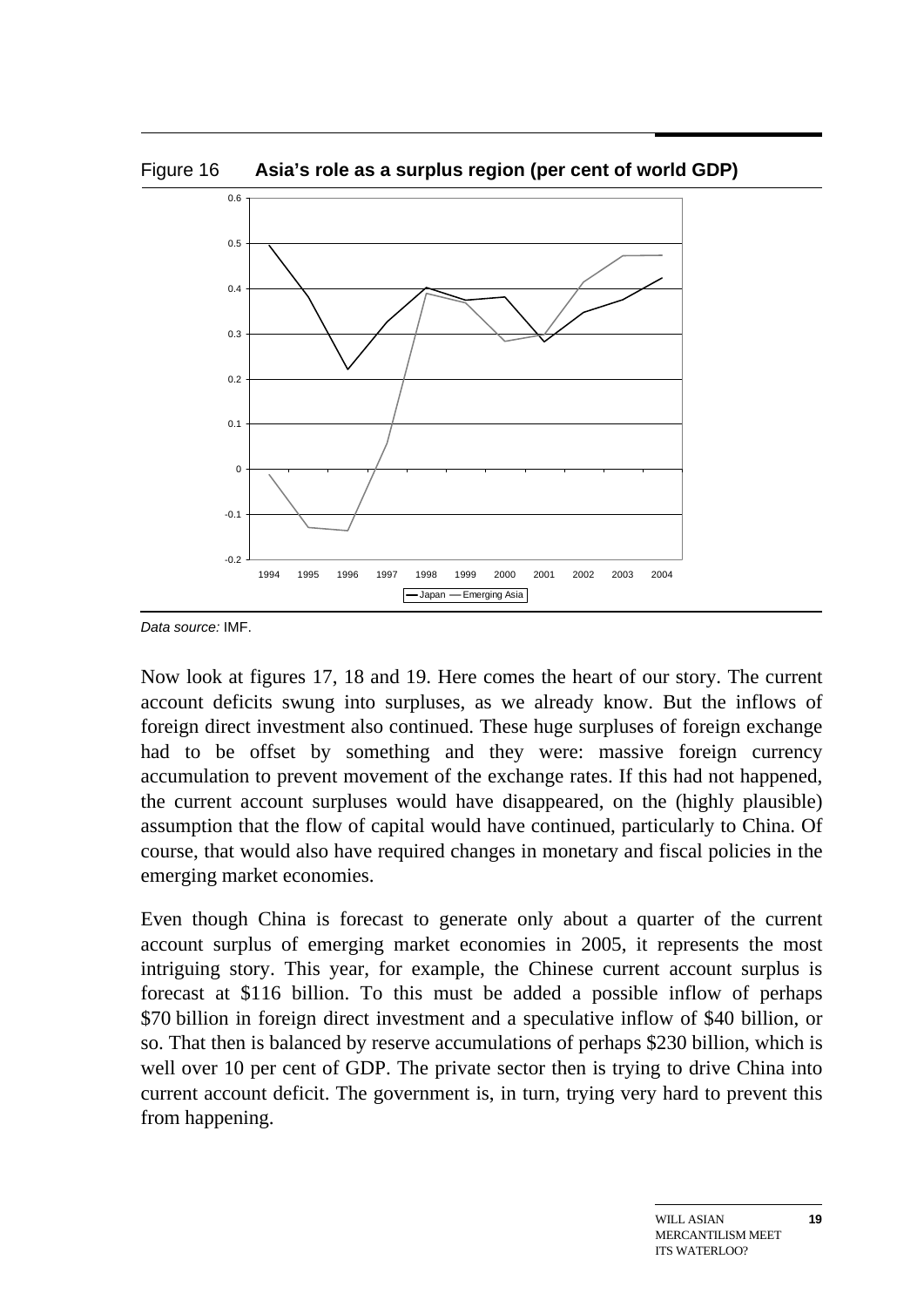Figure 16 **Asia's role as a surplus region (per cent of world GDP)**

*Data source:* IMF.

Now look at figures 17, 18 and 19. Here comes the heart of our story. The current account deficits swung into surpluses, as we already know. But the inflows of foreign direct investment also continued. These huge surpluses of foreign exchange had to be offset by something and they were: massive foreign currency accumulation to prevent movement of the exchange rates. If this had not happened, the current account surpluses would have disappeared, on the (highly plausible) assumption that the flow of capital would have continued, particularly to China. Of course, that would also have required changes in monetary and fiscal policies in the emerging market economies.

Even though China is forecast to generate only about a quarter of the current account surplus of emerging market economies in 2005, it represents the most intriguing story. This year, for example, the Chinese current account surplus is forecast at $116 billion. To this must be added a possible inflow of perhaps $70 billion in foreign direct investment and a speculative inflow of $40 billion, or so. That then is balanced by reserve accumulations of perhaps $230 billion, which is well over 10 per cent of GDP. The private sector then is trying to drive China into current account deficit. The government is, in turn, trying very hard to prevent this from happening.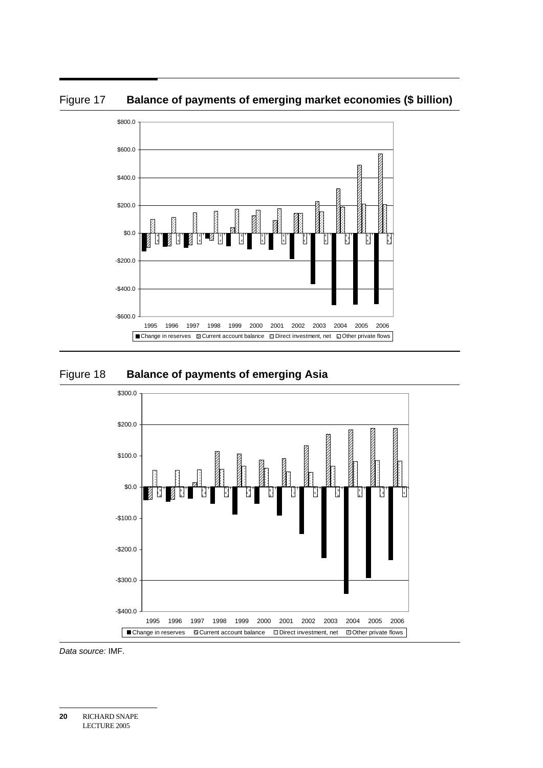Figure 17 **Balance of payments of emerging market economies ($ billion)**

Figure 18 **Balance of payments of emerging Asia**

*Data source:* IMF.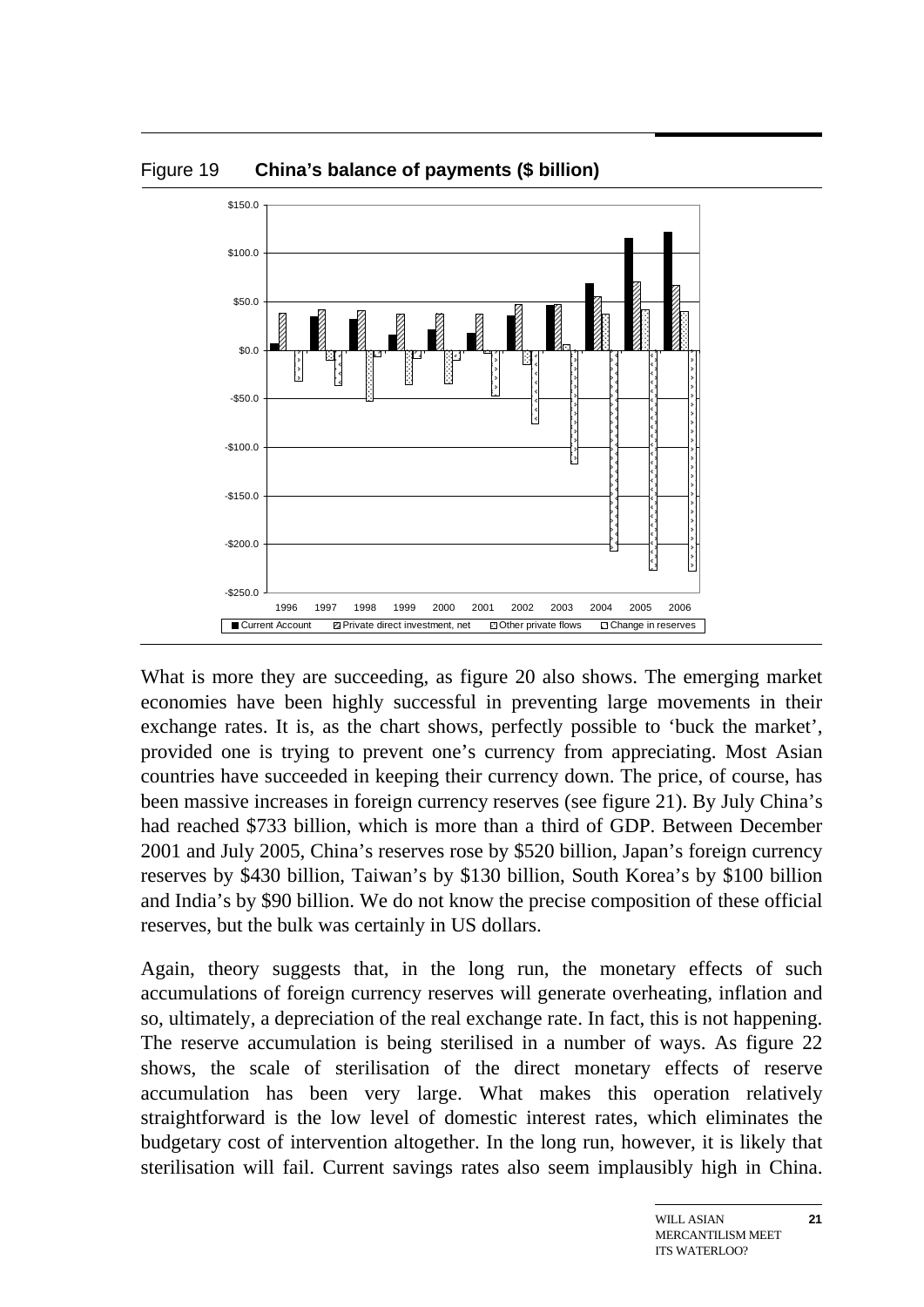Figure 19 **China's balance of payments ($ billion)**

What is more they are succeeding, as figure 20 also shows. The emerging market economies have been highly successful in preventing large movements in their exchange rates. It is, as the chart shows, perfectly possible to 'buck the market', provided one is trying to prevent one's currency from appreciating. Most Asian countries have succeeded in keeping their currency down. The price, of course, has been massive increases in foreign currency reserves (see figure 21). By July China's had reached $733 billion, which is more than a third of GDP. Between December 2001 and July 2005, China's reserves rose by $520 billion, Japan's foreign currency reserves by $430 billion, Taiwan's by $130 billion, South Korea's by $100 billion and India's by $90 billion. We do not know the precise composition of these official reserves, but the bulk was certainly in US dollars.

Again, theory suggests that, in the long run, the monetary effects of such accumulations of foreign currency reserves will generate overheating, inflation and so, ultimately, a depreciation of the real exchange rate. In fact, this is not happening. The reserve accumulation is being sterilised in a number of ways. As figure 22 shows, the scale of sterilisation of the direct monetary effects of reserve accumulation has been very large. What makes this operation relatively straightforward is the low level of domestic interest rates, which eliminates the budgetary cost of intervention altogether. In the long run, however, it is likely that sterilisation will fail. Current savings rates also seem implausibly high in China.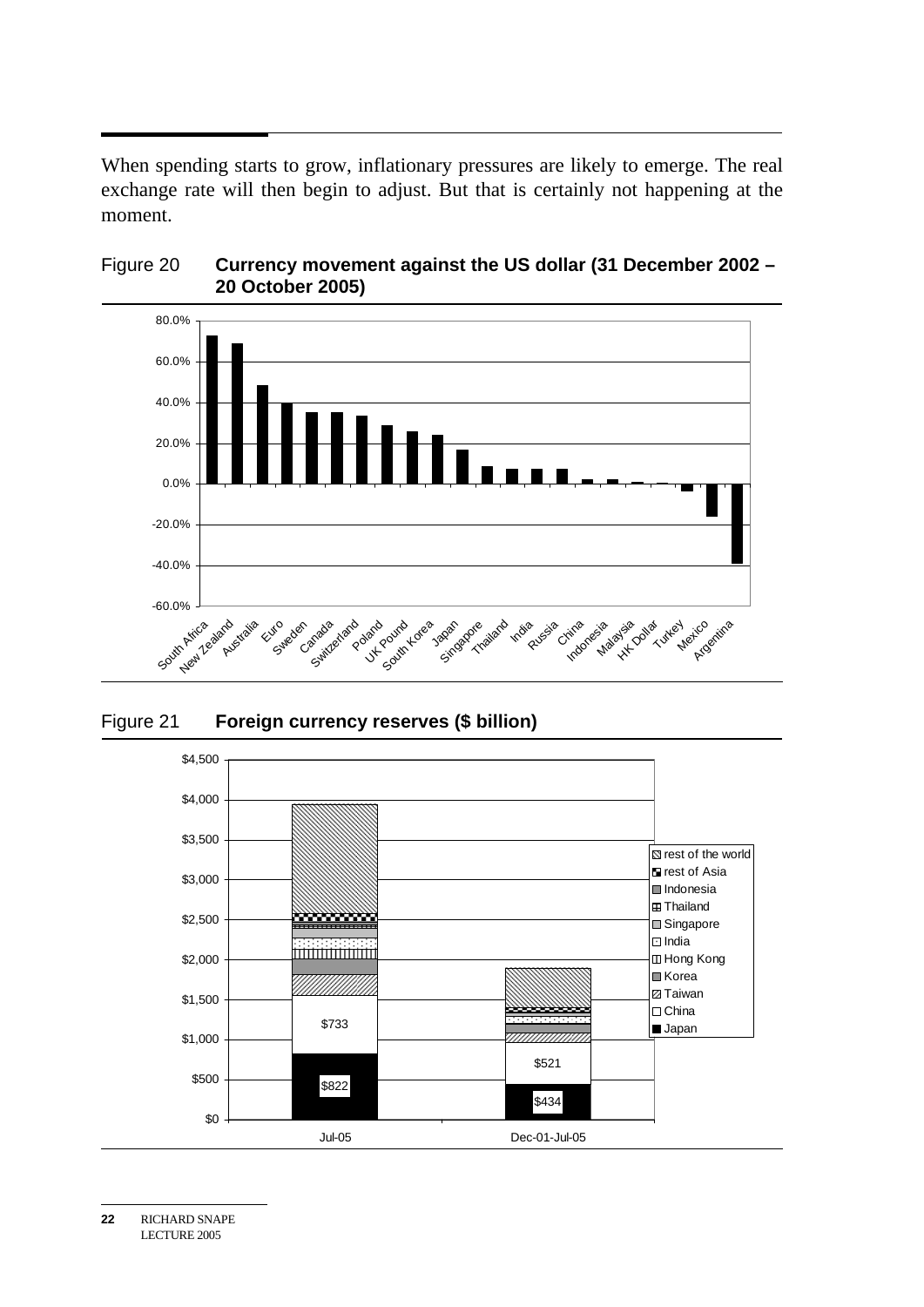When spending starts to grow, inflationary pressures are likely to emerge. The real exchange rate will then begin to adjust. But that is certainly not happening at the moment.

Figure 20 **Currency movement against the US dollar (31 December 2002 – 20 October 2005)**

Figure 21 **Foreign currency reserves ($ billion)**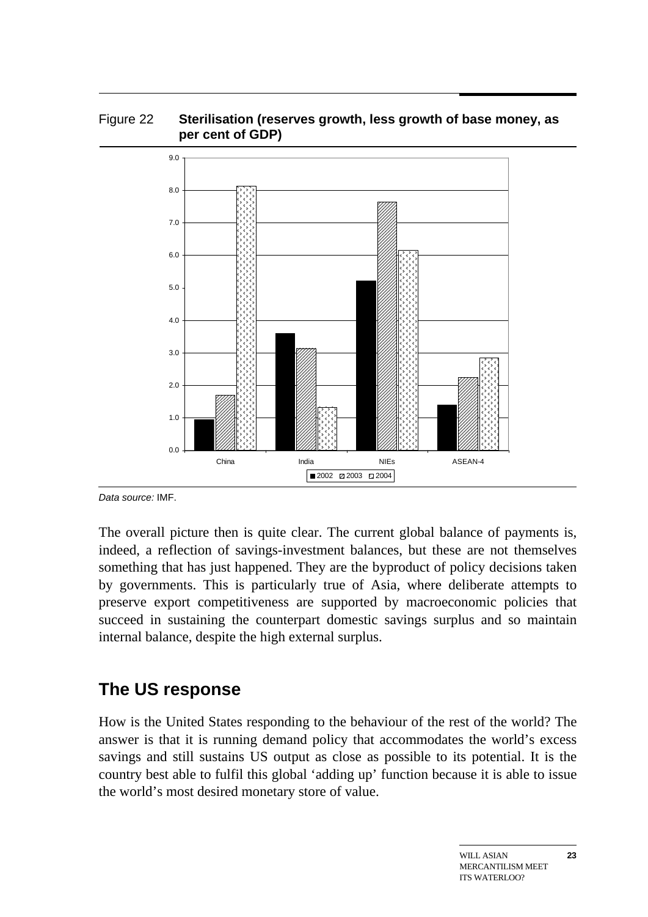Figure 22 **Sterilisation (reserves growth, less growth of base money, as per cent of GDP)**

*Data source:* IMF.

The overall picture then is quite clear. The current global balance of payments is, indeed, a reflection of savings-investment balances, but these are not themselves something that has just happened. They are the byproduct of policy decisions taken by governments. This is particularly true of Asia, where deliberate attempts to preserve export competitiveness are supported by macroeconomic policies that succeed in sustaining the counterpart domestic savings surplus and so maintain internal balance, despite the high external surplus.

## The US response

How is the United States responding to the behaviour of the rest of the world? The answer is that it is running demand policy that accommodates the world's excess savings and still sustains US output as close as possible to its potential. It is the country best able to fulfil this global 'adding up' function because it is able to issue the world's most desired monetary store of value.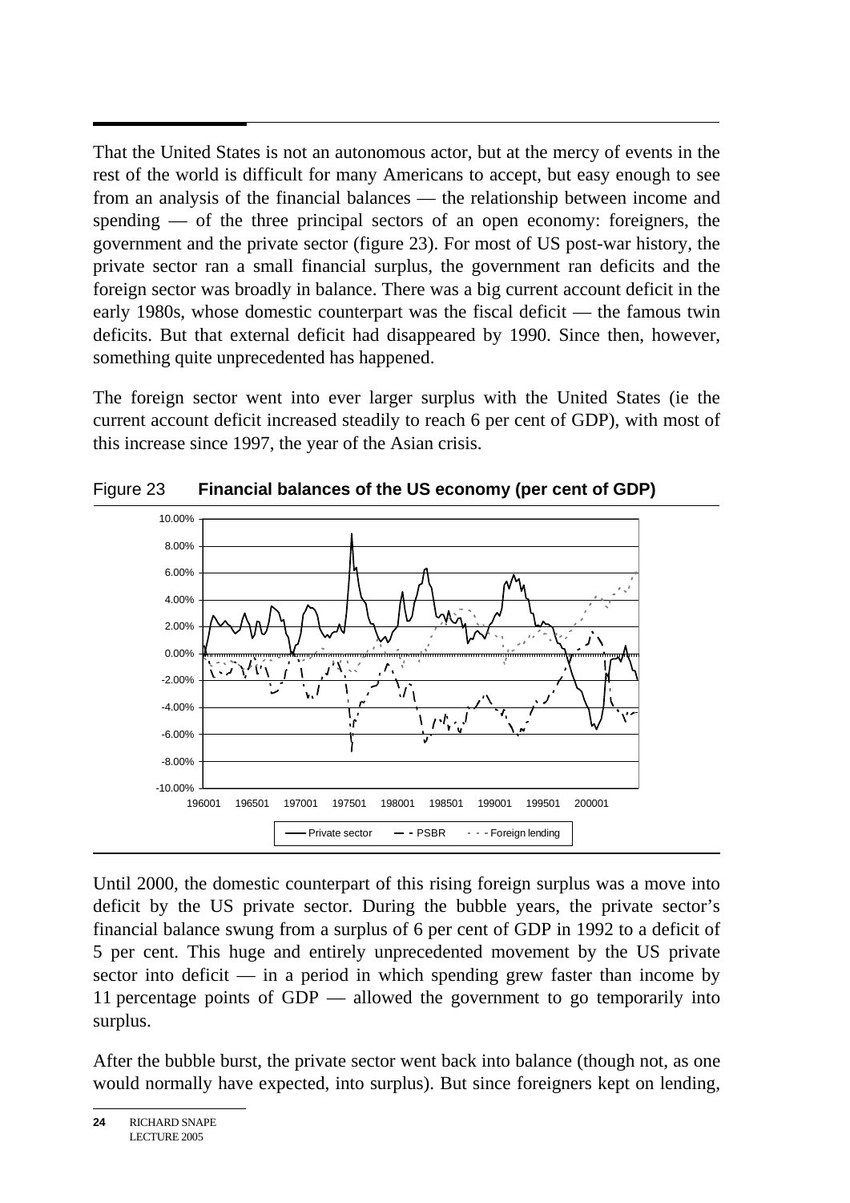That the United States is not an autonomous actor, but at the mercy of events in the rest of the world is difficult for many Americans to accept, but easy enough to see from an analysis of the financial balances — the relationship between income and spending — of the three principal sectors of an open economy: foreigners, the government and the private sector (figure 23). For most of US post-war history, the private sector ran a small financial surplus, the government ran deficits and the foreign sector was broadly in balance. There was a big current account deficit in the early 1980s, whose domestic counterpart was the fiscal deficit — the famous twin deficits. But that external deficit had disappeared by 1990. Since then, however, something quite unprecedented has happened.

The foreign sector went into ever larger surplus with the United States (ie the current account deficit increased steadily to reach 6 per cent of GDP), with most of this increase since 1997, the year of the Asian crisis.

Figure 23 **Financial balances of the US economy (per cent of GDP)**

Until 2000, the domestic counterpart of this rising foreign surplus was a move into deficit by the US private sector. During the bubble years, the private sector's financial balance swung from a surplus of 6 per cent of GDP in 1992 to a deficit of 5 per cent. This huge and entirely unprecedented movement by the US private sector into deficit — in a period in which spending grew faster than income by 11 percentage points of GDP — allowed the government to go temporarily into surplus.

After the bubble burst, the private sector went back into balance (though not, as one would normally have expected, into surplus). But since foreigners kept on lending,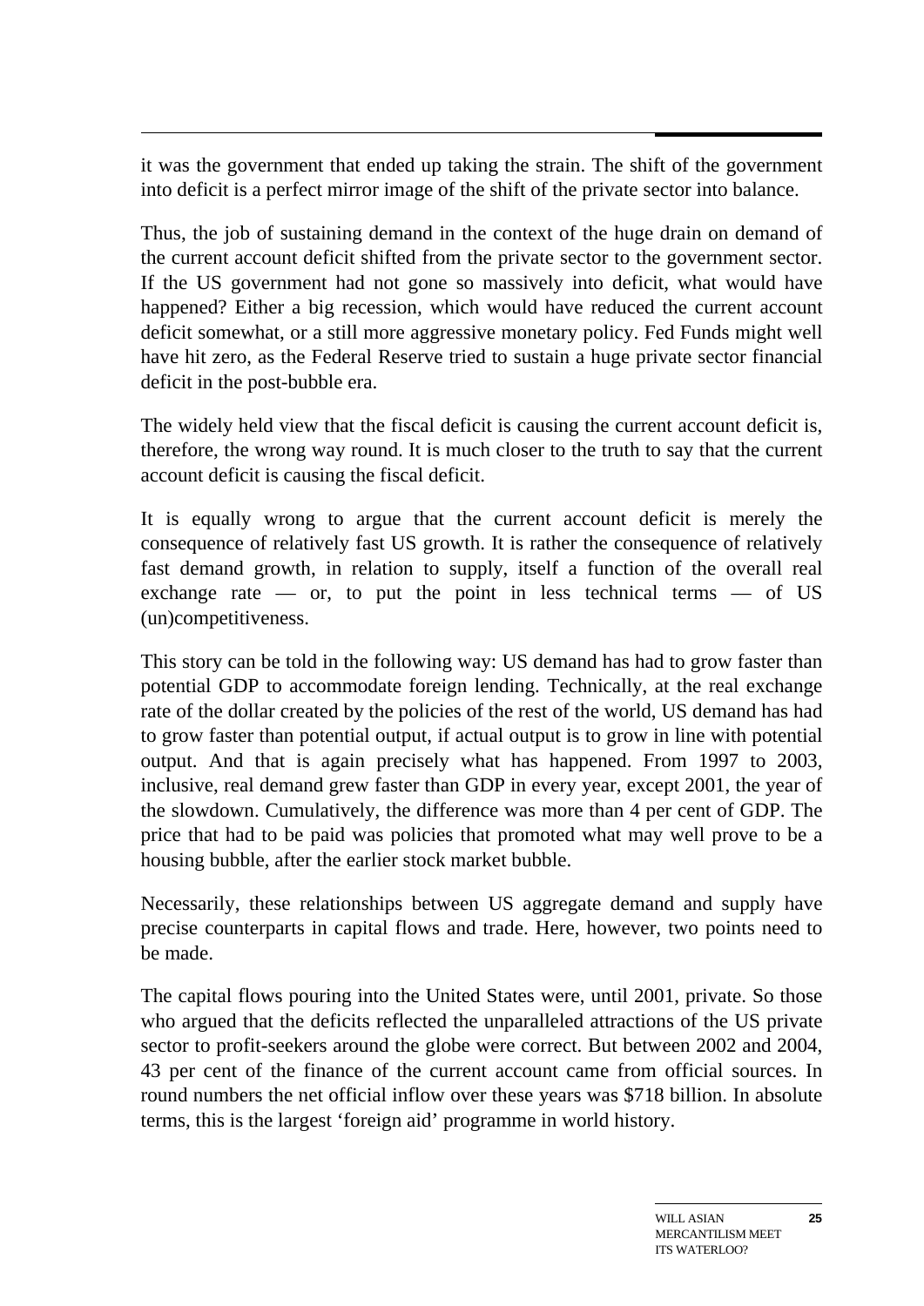it was the government that ended up taking the strain. The shift of the government into deficit is a perfect mirror image of the shift of the private sector into balance.

Thus, the job of sustaining demand in the context of the huge drain on demand of the current account deficit shifted from the private sector to the government sector. If the US government had not gone so massively into deficit, what would have happened? Either a big recession, which would have reduced the current account deficit somewhat, or a still more aggressive monetary policy. Fed Funds might well have hit zero, as the Federal Reserve tried to sustain a huge private sector financial deficit in the post-bubble era.

The widely held view that the fiscal deficit is causing the current account deficit is, therefore, the wrong way round. It is much closer to the truth to say that the current account deficit is causing the fiscal deficit.

It is equally wrong to argue that the current account deficit is merely the consequence of relatively fast US growth. It is rather the consequence of relatively fast demand growth, in relation to supply, itself a function of the overall real exchange rate — or, to put the point in less technical terms — of US (un)competitiveness.

This story can be told in the following way: US demand has had to grow faster than potential GDP to accommodate foreign lending. Technically, at the real exchange rate of the dollar created by the policies of the rest of the world, US demand has had to grow faster than potential output, if actual output is to grow in line with potential output. And that is again precisely what has happened. From 1997 to 2003, inclusive, real demand grew faster than GDP in every year, except 2001, the year of the slowdown. Cumulatively, the difference was more than 4 per cent of GDP. The price that had to be paid was policies that promoted what may well prove to be a housing bubble, after the earlier stock market bubble.

Necessarily, these relationships between US aggregate demand and supply have precise counterparts in capital flows and trade. Here, however, two points need to be made.

The capital flows pouring into the United States were, until 2001, private. So those who argued that the deficits reflected the unparalleled attractions of the US private sector to profit-seekers around the globe were correct. But between 2002 and 2004, 43 per cent of the finance of the current account came from official sources. In round numbers the net official inflow over these years was $718 billion. In absolute terms, this is the largest 'foreign aid' programme in world history.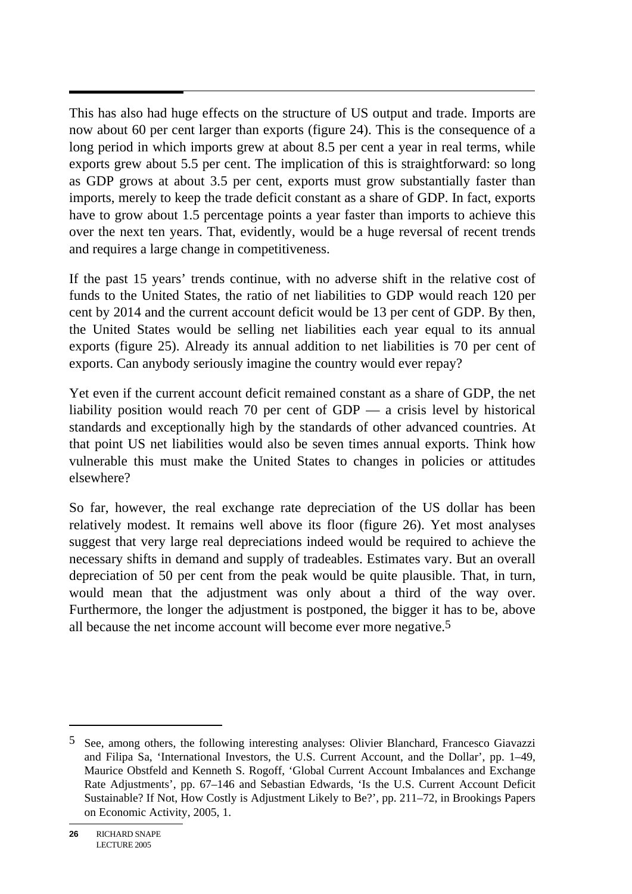This has also had huge effects on the structure of US output and trade. Imports are now about 60 per cent larger than exports (figure 24). This is the consequence of a long period in which imports grew at about 8.5 per cent a year in real terms, while exports grew about 5.5 per cent. The implication of this is straightforward: so long as GDP grows at about 3.5 per cent, exports must grow substantially faster than imports, merely to keep the trade deficit constant as a share of GDP. In fact, exports have to grow about 1.5 percentage points a year faster than imports to achieve this over the next ten years. That, evidently, would be a huge reversal of recent trends and requires a large change in competitiveness.

If the past 15 years' trends continue, with no adverse shift in the relative cost of funds to the United States, the ratio of net liabilities to GDP would reach 120 per cent by 2014 and the current account deficit would be 13 per cent of GDP. By then, the United States would be selling net liabilities each year equal to its annual exports (figure 25). Already its annual addition to net liabilities is 70 per cent of exports. Can anybody seriously imagine the country would ever repay?

Yet even if the current account deficit remained constant as a share of GDP, the net liability position would reach 70 per cent of GDP — a crisis level by historical standards and exceptionally high by the standards of other advanced countries. At that point US net liabilities would also be seven times annual exports. Think how vulnerable this must make the United States to changes in policies or attitudes elsewhere?

So far, however, the real exchange rate depreciation of the US dollar has been relatively modest. It remains well above its floor (figure 26). Yet most analyses suggest that very large real depreciations indeed would be required to achieve the necessary shifts in demand and supply of tradeables. Estimates vary. But an overall depreciation of 50 per cent from the peak would be quite plausible. That, in turn, would mean that the adjustment was only about a third of the way over. Furthermore, the longer the adjustment is postponed, the bigger it has to be, above all because the net income account will become ever more negative.[5]

---

[5] See, among others, the following interesting analyses: Olivier Blanchard, Francesco Giavazzi and Filipa Sa, 'International Investors, the U.S. Current Account, and the Dollar', pp. 1–49, Maurice Obstfeld and Kenneth S. Rogoff, 'Global Current Account Imbalances and Exchange Rate Adjustments', pp. 67–146 and Sebastian Edwards, 'Is the U.S. Current Account Deficit Sustainable? If Not, How Costly is Adjustment Likely to Be?', pp. 211–72, in Brookings Papers on Economic Activity, 2005, 1.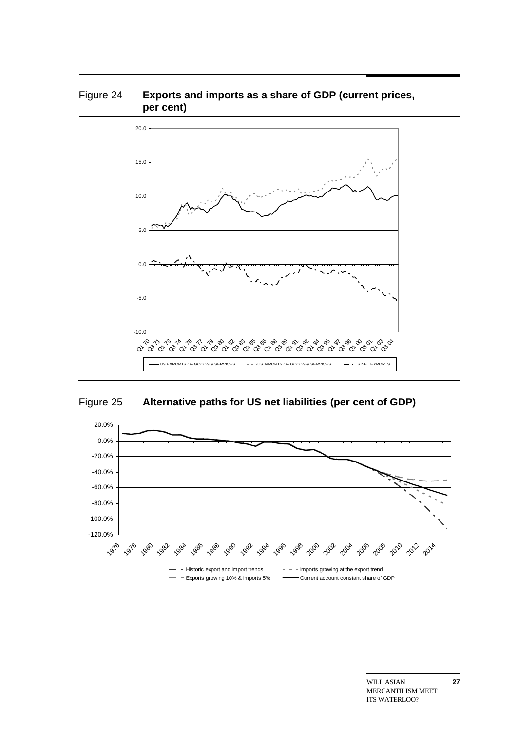Figure 24 **Exports and imports as a share of GDP (current prices, per cent)**

Figure 25 **Alternative paths for US net liabilities (per cent of GDP)**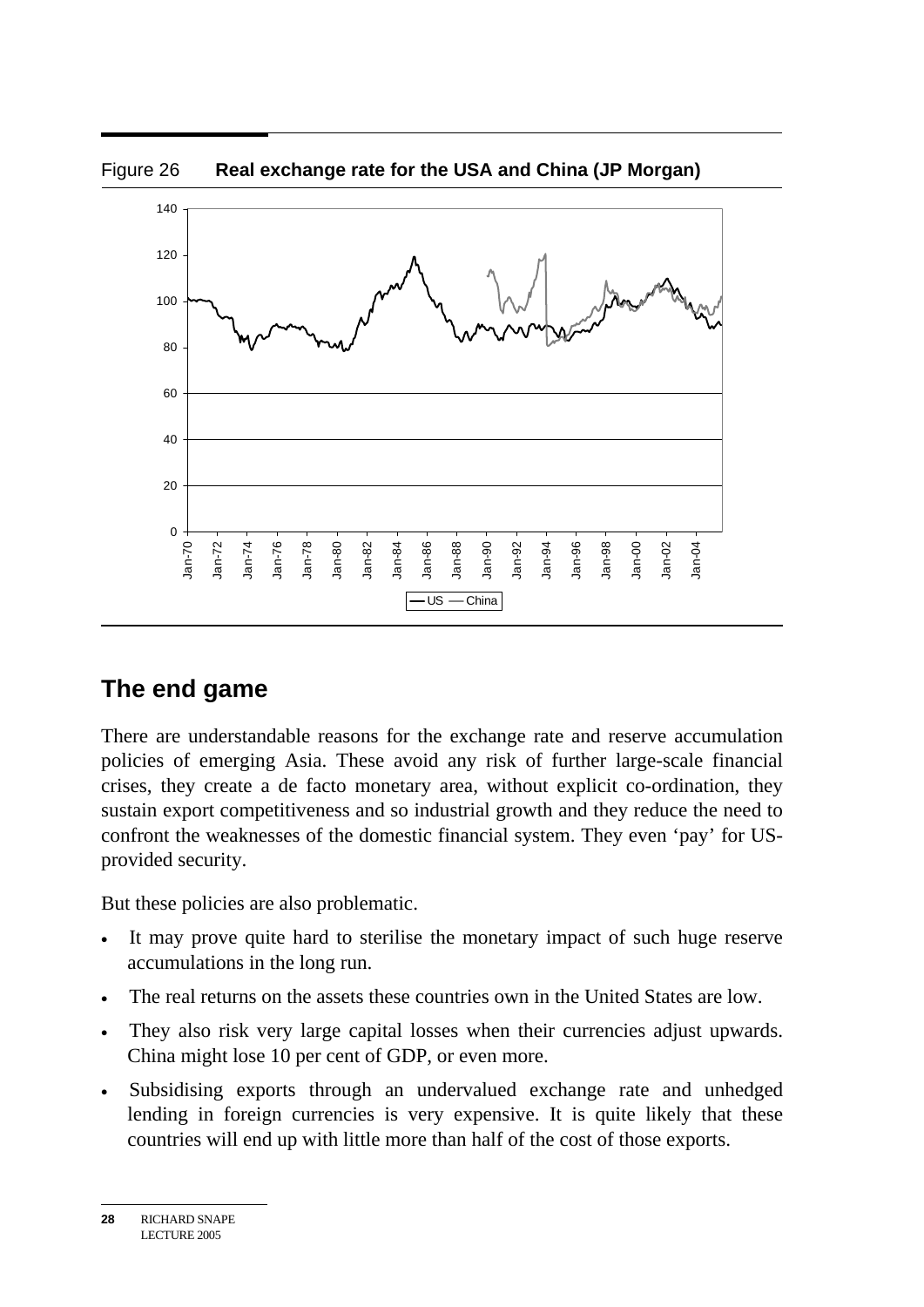Figure 26 **Real exchange rate for the USA and China (JP Morgan)**

## The end game

There are understandable reasons for the exchange rate and reserve accumulation policies of emerging Asia. These avoid any risk of further large-scale financial crises, they create a de facto monetary area, without explicit co-ordination, they sustain export competitiveness and so industrial growth and they reduce the need to confront the weaknesses of the domestic financial system. They even 'pay' for US-provided security.

But these policies are also problematic.

- It may prove quite hard to sterilise the monetary impact of such huge reserve accumulations in the long run.
- The real returns on the assets these countries own in the United States are low.
- They also risk very large capital losses when their currencies adjust upwards. China might lose 10 per cent of GDP, or even more.
- Subsidising exports through an undervalued exchange rate and unhedged lending in foreign currencies is very expensive. It is quite likely that these countries will end up with little more than half of the cost of those exports.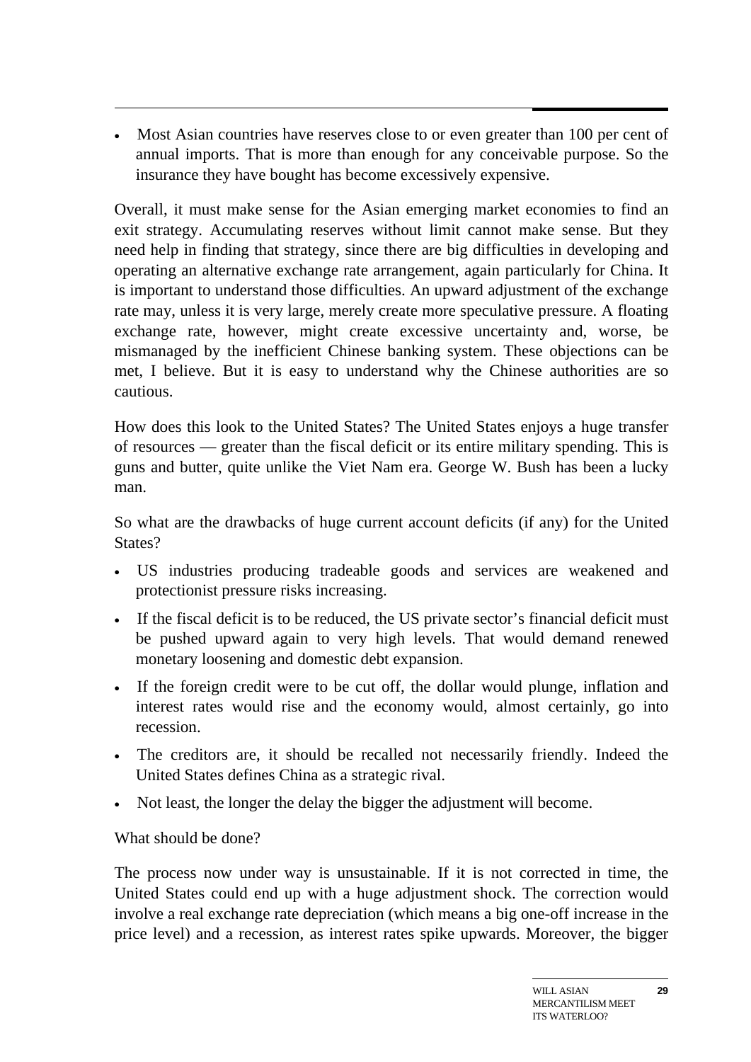- Most Asian countries have reserves close to or even greater than 100 per cent of annual imports. That is more than enough for any conceivable purpose. So the insurance they have bought has become excessively expensive.

Overall, it must make sense for the Asian emerging market economies to find an exit strategy. Accumulating reserves without limit cannot make sense. But they need help in finding that strategy, since there are big difficulties in developing and operating an alternative exchange rate arrangement, again particularly for China. It is important to understand those difficulties. An upward adjustment of the exchange rate may, unless it is very large, merely create more speculative pressure. A floating exchange rate, however, might create excessive uncertainty and, worse, be mismanaged by the inefficient Chinese banking system. These objections can be met, I believe. But it is easy to understand why the Chinese authorities are so cautious.

How does this look to the United States? The United States enjoys a huge transfer of resources — greater than the fiscal deficit or its entire military spending. This is guns and butter, quite unlike the Viet Nam era. George W. Bush has been a lucky man.

So what are the drawbacks of huge current account deficits (if any) for the United States?

- US industries producing tradeable goods and services are weakened and protectionist pressure risks increasing.
- If the fiscal deficit is to be reduced, the US private sector's financial deficit must be pushed upward again to very high levels. That would demand renewed monetary loosening and domestic debt expansion.
- If the foreign credit were to be cut off, the dollar would plunge, inflation and interest rates would rise and the economy would, almost certainly, go into recession.
- The creditors are, it should be recalled not necessarily friendly. Indeed the United States defines China as a strategic rival.
- Not least, the longer the delay the bigger the adjustment will become.

What should be done?

The process now under way is unsustainable. If it is not corrected in time, the United States could end up with a huge adjustment shock. The correction would involve a real exchange rate depreciation (which means a big one-off increase in the price level) and a recession, as interest rates spike upwards. Moreover, the bigger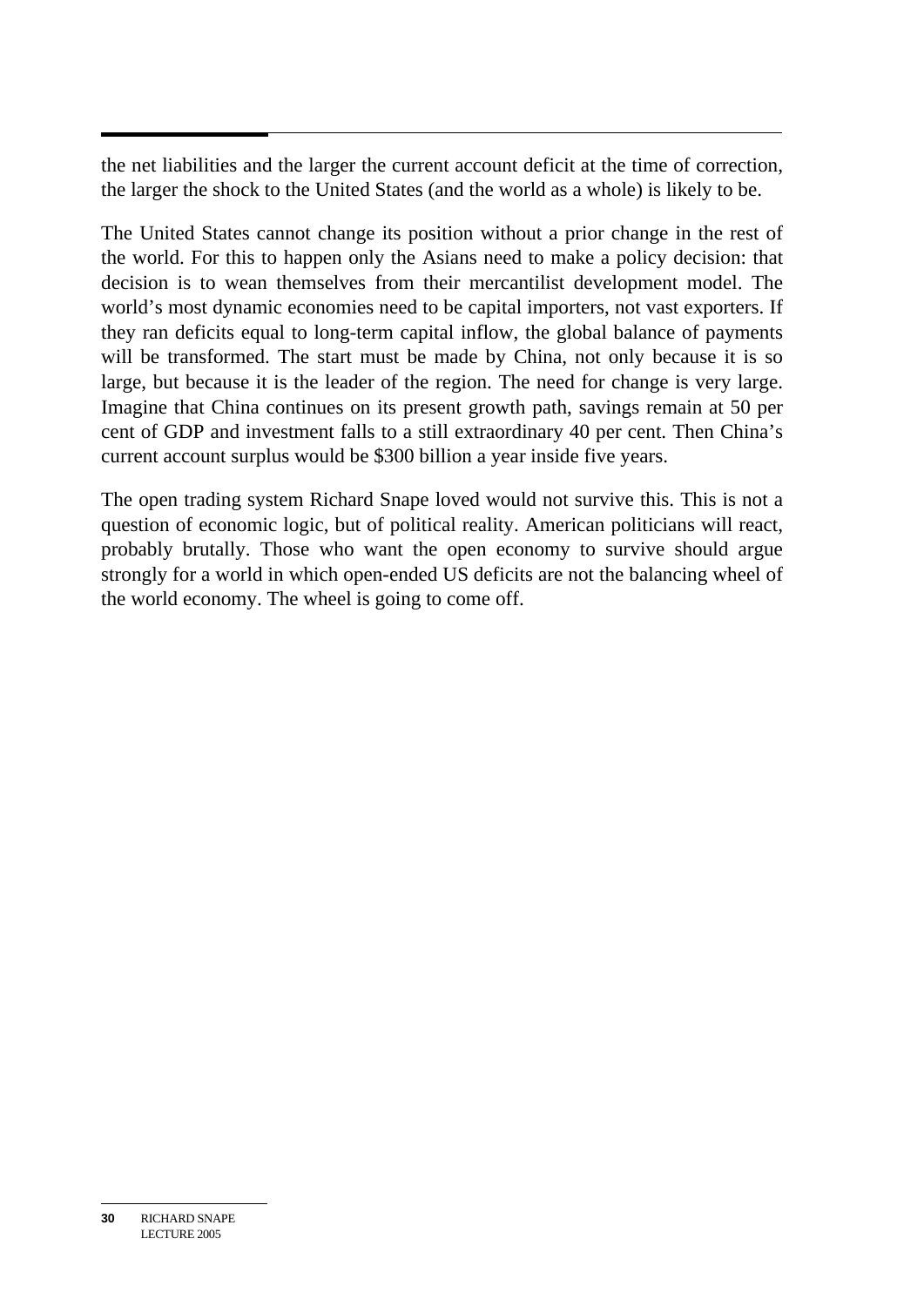the net liabilities and the larger the current account deficit at the time of correction, the larger the shock to the United States (and the world as a whole) is likely to be.

The United States cannot change its position without a prior change in the rest of the world. For this to happen only the Asians need to make a policy decision: that decision is to wean themselves from their mercantilist development model. The world's most dynamic economies need to be capital importers, not vast exporters. If they ran deficits equal to long-term capital inflow, the global balance of payments will be transformed. The start must be made by China, not only because it is so large, but because it is the leader of the region. The need for change is very large. Imagine that China continues on its present growth path, savings remain at 50 per cent of GDP and investment falls to a still extraordinary 40 per cent. Then China's current account surplus would be $300 billion a year inside five years.

The open trading system Richard Snape loved would not survive this. This is not a question of economic logic, but of political reality. American politicians will react, probably brutally. Those who want the open economy to survive should argue strongly for a world in which open-ended US deficits are not the balancing wheel of the world economy. The wheel is going to come off.